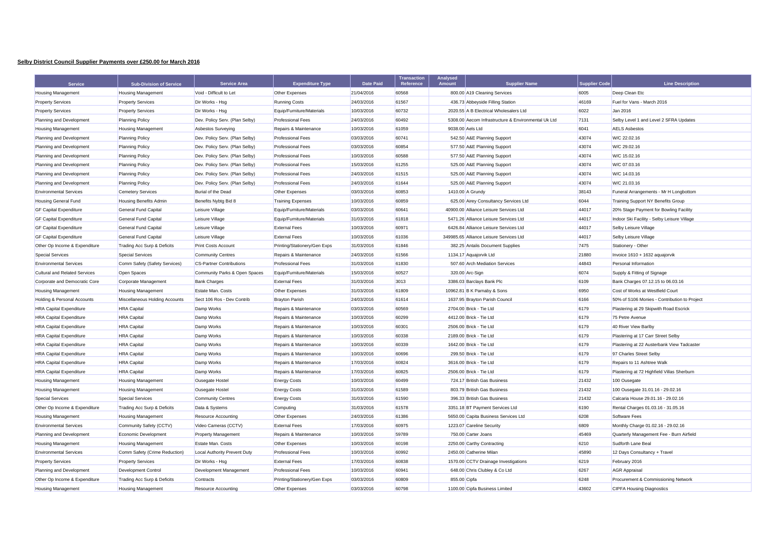**Selby District Council Supplier Payments over £250.00 for March 2016**

| Service | Sub-Division of Service | Service Area | Expenditure Type | Date Paid | Transaction Reference | Analysed Amount | Supplier Name | Supplier Code | Line Description |
|---|---|---|---|---|---|---|---|---|---|
| Housing Management | Housing Management | Void - Difficult to Let | Other Expenses | 21/04/2016 | 60568 | 800.00 | A19 Cleaning Services | 6005 | Deep Clean Etc |
| Property Services | Property Services | Dir Works - Hsg | Running Costs | 24/03/2016 | 61567 | 436.73 | Abbeyside Filling Station | 46169 | Fuel for Vans - March 2016 |
| Property Services | Property Services | Dir Works - Hsg | Equip/Furniture/Materials | 10/03/2016 | 60732 | 2020.55 | A B Electrical Wholesalers Ltd | 6022 | Jan 2016 |
| Planning and Development | Planning Policy | Dev. Policy Serv. (Plan Selby) | Professional Fees | 24/03/2016 | 60492 | 5308.00 | Aecom Infrastructure & Environmental Uk Ltd | 7131 | Selby Level 1 and Level 2 SFRA Updates |
| Housing Management | Housing Management | Asbestos Surveying | Repairs & Maintenance | 10/03/2016 | 61059 | 9038.00 | Aels Ltd | 6041 | AELS Asbestos |
| Planning and Development | Planning Policy | Dev. Policy Serv. (Plan Selby) | Professional Fees | 03/03/2016 | 60741 | 542.50 | A&E Planning Support | 43074 | W/C 22.02.16 |
| Planning and Development | Planning Policy | Dev. Policy Serv. (Plan Selby) | Professional Fees | 03/03/2016 | 60854 | 577.50 | A&E Planning Support | 43074 | W/C 29.02.16 |
| Planning and Development | Planning Policy | Dev. Policy Serv. (Plan Selby) | Professional Fees | 10/03/2016 | 60588 | 577.50 | A&E Planning Support | 43074 | W/C 15.02.16 |
| Planning and Development | Planning Policy | Dev. Policy Serv. (Plan Selby) | Professional Fees | 15/03/2016 | 61255 | 525.00 | A&E Planning Support | 43074 | W/C 07.03.16 |
| Planning and Development | Planning Policy | Dev. Policy Serv. (Plan Selby) | Professional Fees | 24/03/2016 | 61515 | 525.00 | A&E Planning Support | 43074 | W/C 14.03.16 |
| Planning and Development | Planning Policy | Dev. Policy Serv. (Plan Selby) | Professional Fees | 24/03/2016 | 61644 | 525.00 | A&E Planning Support | 43074 | W/C 21.03.16 |
| Environmental Services | Cemetery Services | Burial of the Dead | Other Expenses | 03/03/2016 | 60853 | 1410.00 | A Grundy | 38143 | Funeral Arrangements - Mr H Longbottom |
| Housing General Fund | Housing Benefits Admin | Benefits Nybtg Bid 8 | Training Expenses | 10/03/2016 | 60859 | 625.00 | Airey Consultancy Services Ltd | 6044 | Training Support NY Benefits Group |
| GF Capital Expenditure | General Fund Capital | Leisure Village | Equip/Furniture/Materials | 03/03/2016 | 60641 | 40900.00 | Alliance Leisure Services Ltd | 44017 | 20% Stage Payment for Bowling Facility |
| GF Capital Expenditure | General Fund Capital | Leisure Village | Equip/Furniture/Materials | 31/03/2016 | 61818 | 5471.26 | Alliance Leisure Services Ltd | 44017 | Indoor Ski Facility - Selby Leisure Village |
| GF Capital Expenditure | General Fund Capital | Leisure Village | External Fees | 10/03/2016 | 60971 | 6426.84 | Alliance Leisure Services Ltd | 44017 | Selby Leisure Village |
| GF Capital Expenditure | General Fund Capital | Leisure Village | External Fees | 10/03/2016 | 61036 | 349985.65 | Alliance Leisure Services Ltd | 44017 | Selby Leisure Village |
| Other Op Income & Expenditure | Trading Acc Surp & Deficits | Print Costs Account | Printing/Stationery/Gen Exps | 31/03/2016 | 61846 | 382.25 | Antalis Document Supplies | 7475 | Stationery - Other |
| Special Services | Special Services | Community Centres | Repairs & Maintenance | 24/03/2016 | 61566 | 1134.17 | Aquajorvik Ltd | 21880 | Invoice 1610 + 1632 aquajorvik |
| Environmental Services | Comm Safety (Safety Services) | CS-Partner Contributions | Professional Fees | 31/03/2016 | 61830 | 507.60 | Arch Mediation Services | 44843 | Personal Information |
| Cultural and Related Services | Open Spaces | Community Parks & Open Spaces | Equip/Furniture/Materials | 15/03/2016 | 60527 | 320.00 | Arc-Sign | 6074 | Supply & Fitting of Signage |
| Corporate and Democratic Core | Corporate Management | Bank Charges | External Fees | 31/03/2016 | 3013 | 3386.03 | Barclays Bank Plc | 6109 | Bank Charges 07.12.15 to 06.03.16 |
| Housing Management | Housing Management | Estate Man. Costs | Other Expenses | 31/03/2016 | 61809 | 10962.81 | B K Parnaby & Sons | 6950 | Cost of Works at Westfield Court |
| Holding & Personal Accounts | Miscellaneous Holding Accounts | Sect 106 Ros - Dev Contrib | Brayton Parish | 24/03/2016 | 61614 | 1637.95 | Brayton Parish Council | 6166 | 50% of S106 Monies - Contribution to Project |
| HRA Capital Expenditure | HRA Capital | Damp Works | Repairs & Maintenance | 03/03/2016 | 60569 | 2704.00 | Brick - Tie Ltd | 6179 | Plastering at 29 Skipwith Road Escrick |
| HRA Capital Expenditure | HRA Capital | Damp Works | Repairs & Maintenance | 10/03/2016 | 60299 | 4412.00 | Brick - Tie Ltd | 6179 | 75 Petre Avenue |
| HRA Capital Expenditure | HRA Capital | Damp Works | Repairs & Maintenance | 10/03/2016 | 60301 | 2506.00 | Brick - Tie Ltd | 6179 | 40 River View Barlby |
| HRA Capital Expenditure | HRA Capital | Damp Works | Repairs & Maintenance | 10/03/2016 | 60338 | 2189.00 | Brick - Tie Ltd | 6179 | Plastering at 17 Carr Street Selby |
| HRA Capital Expenditure | HRA Capital | Damp Works | Repairs & Maintenance | 10/03/2016 | 60339 | 1642.00 | Brick - Tie Ltd | 6179 | Plastering at 22 Austerbank View Tadcaster |
| HRA Capital Expenditure | HRA Capital | Damp Works | Repairs & Maintenance | 10/03/2016 | 60696 | 299.50 | Brick - Tie Ltd | 6179 | 97 Charles Street Selby |
| HRA Capital Expenditure | HRA Capital | Damp Works | Repairs & Maintenance | 17/03/2016 | 60824 | 3616.00 | Brick - Tie Ltd | 6179 | Repairs to 11 Ashtree Walk |
| HRA Capital Expenditure | HRA Capital | Damp Works | Repairs & Maintenance | 17/03/2016 | 60825 | 2506.00 | Brick - Tie Ltd | 6179 | Plastering at 72 Highfield Villas Sherburn |
| Housing Management | Housing Management | Ousegate Hostel | Energy Costs | 10/03/2016 | 60499 | 724.17 | British Gas Business | 21432 | 100 Ousegate |
| Housing Management | Housing Management | Ousegate Hostel | Energy Costs | 31/03/2016 | 61589 | 803.79 | British Gas Business | 21432 | 100 Ousegate 31.01.16 - 29.02.16 |
| Special Services | Special Services | Community Centres | Energy Costs | 31/03/2016 | 61590 | 396.33 | British Gas Business | 21432 | Calcaria House 29.01.16 - 29.02.16 |
| Other Op Income & Expenditure | Trading Acc Surp & Deficits | Data & Systems | Computing | 31/03/2016 | 61578 | 3351.18 | BT Payment Services Ltd | 6190 | Rental Charges 01.03.16 - 31.05.16 |
| Housing Management | Housing Management | Resource Accounting | Other Expenses | 24/03/2016 | 61386 | 5650.00 | Capita Business Services Ltd | 6208 | Software Fees |
| Environmental Services | Community Safety (CCTV) | Video Cameras (CCTV) | External Fees | 17/03/2016 | 60975 | 1223.07 | Careline Security | 6809 | Monthly Charge 01.02.16 - 29.02.16 |
| Planning and Development | Economic Development | Property Management | Repairs & Maintenance | 10/03/2016 | 59789 | 750.00 | Carter Joans | 45469 | Quarterly Management Fee - Burn Airfield |
| Housing Management | Housing Management | Estate Man. Costs | Other Expenses | 10/03/2016 | 60198 | 2250.00 | Carthy Contracting | 6210 | Sudforth Lane Beal |
| Environmental Services | Comm Safety (Crime Reduction) | Local Authority Prevent Duty | Professional Fees | 10/03/2016 | 60992 | 2450.00 | Catherine Milan | 45890 | 12 Days Consultancy + Travel |
| Property Services | Property Services | Dir Works - Hsg | External Fees | 17/03/2016 | 60838 | 1570.00 | CCTV Drainage Investigations | 6219 | February 2016 |
| Planning and Development | Development Control | Development Management | Professional Fees | 10/03/2016 | 60941 | 648.00 | Chris Clubley & Co Ltd | 6267 | AGR Appraisal |
| Other Op Income & Expenditure | Trading Acc Surp & Deficits | Contracts | Printing/Stationery/Gen Exps | 03/03/2016 | 60809 | 855.00 | Cipfa | 6248 | Procurement & Commissioning Network |
| Housing Management | Housing Management | Resource Accounting | Other Expenses | 03/03/2016 | 60798 | 1100.00 | Cipfa Business Limited | 43602 | CIPFA Housing Diagnostics |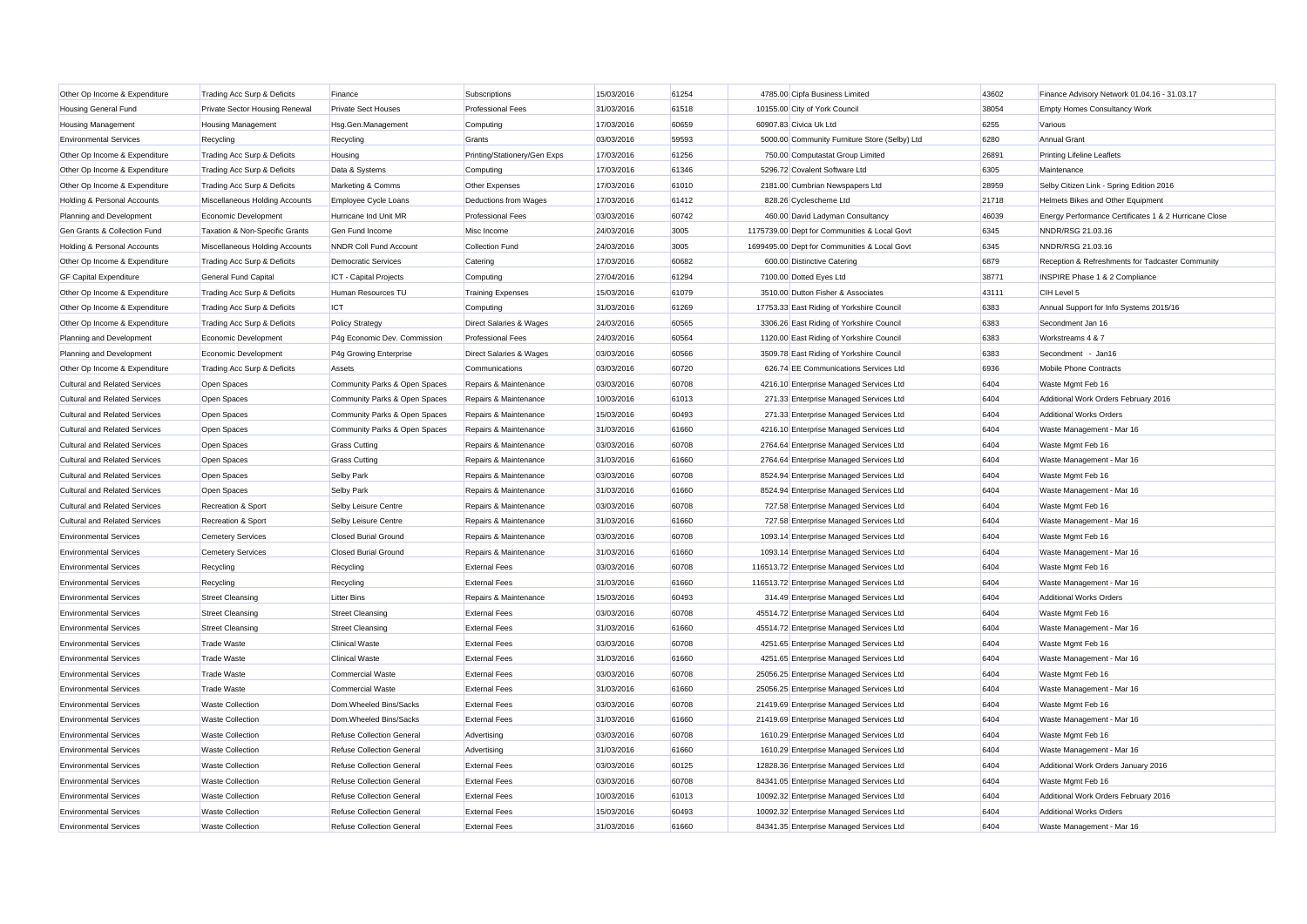| | | | | | | | | |
|---|---|---|---|---|---|---|---|---|
| Other Op Income & Expenditure | Trading Acc Surp & Deficits | Finance | Subscriptions | 15/03/2016 | 61254 | 4785.00 Cipfa Business Limited | 43602 | Finance Advisory Network 01.04.16 - 31.03.17 |
| Housing General Fund | Private Sector Housing Renewal | Private Sect Houses | Professional Fees | 31/03/2016 | 61518 | 10155.00 City of York Council | 38054 | Empty Homes Consultancy Work |
| Housing Management | Housing Management | Hsg.Gen.Management | Computing | 17/03/2016 | 60659 | 60907.83 Civica Uk Ltd | 6255 | Various |
| Environmental Services | Recycling | Recycling | Grants | 03/03/2016 | 59593 | 5000.00 Community Furniture Store (Selby) Ltd | 6280 | Annual Grant |
| Other Op Income & Expenditure | Trading Acc Surp & Deficits | Housing | Printing/Stationery/Gen Exps | 17/03/2016 | 61256 | 750.00 Computastat Group Limited | 26891 | Printing Lifeline Leaflets |
| Other Op Income & Expenditure | Trading Acc Surp & Deficits | Data & Systems | Computing | 17/03/2016 | 61346 | 5296.72 Covalent Software Ltd | 6305 | Maintenance |
| Other Op Income & Expenditure | Trading Acc Surp & Deficits | Marketing & Comms | Other Expenses | 17/03/2016 | 61010 | 2181.00 Cumbrian Newspapers Ltd | 28959 | Selby Citizen Link - Spring Edition 2016 |
| Holding & Personal Accounts | Miscellaneous Holding Accounts | Employee Cycle Loans | Deductions from Wages | 17/03/2016 | 61412 | 828.26 Cyclescheme Ltd | 21718 | Helmets Bikes and Other Equipment |
| Planning and Development | Economic Development | Hurricane Ind Unit MR | Professional Fees | 03/03/2016 | 60742 | 460.00 David Ladyman Consultancy | 46039 | Energy Performance Certificates 1 & 2 Hurricane Close |
| Gen Grants & Collection Fund | Taxation & Non-Specific Grants | Gen Fund Income | Misc Income | 24/03/2016 | 3005 | 1175739.00 Dept for Communities & Local Govt | 6345 | NNDR/RSG 21.03.16 |
| Holding & Personal Accounts | Miscellaneous Holding Accounts | NNDR Coll Fund Account | Collection Fund | 24/03/2016 | 3005 | 1699495.00 Dept for Communities & Local Govt | 6345 | NNDR/RSG 21.03.16 |
| Other Op Income & Expenditure | Trading Acc Surp & Deficits | Democratic Services | Catering | 17/03/2016 | 60682 | 600.00 Distinctive Catering | 6879 | Reception & Refreshments for Tadcaster Community |
| GF Capital Expenditure | General Fund Capital | ICT - Capital Projects | Computing | 27/04/2016 | 61294 | 7100.00 Dotted Eyes Ltd | 38771 | INSPIRE Phase 1 & 2 Compliance |
| Other Op Income & Expenditure | Trading Acc Surp & Deficits | Human Resources TU | Training Expenses | 15/03/2016 | 61079 | 3510.00 Dutton Fisher & Associates | 43111 | CIH Level 5 |
| Other Op Income & Expenditure | Trading Acc Surp & Deficits | ICT | Computing | 31/03/2016 | 61269 | 17753.33 East Riding of Yorkshire Council | 6383 | Annual Support for Info Systems 2015/16 |
| Other Op Income & Expenditure | Trading Acc Surp & Deficits | Policy Strategy | Direct Salaries & Wages | 24/03/2016 | 60565 | 3306.26 East Riding of Yorkshire Council | 6383 | Secondment Jan 16 |
| Planning and Development | Economic Development | P4g Economic Dev. Commission | Professional Fees | 24/03/2016 | 60564 | 1120.00 East Riding of Yorkshire Council | 6383 | Workstreams 4 & 7 |
| Planning and Development | Economic Development | P4g Growing Enterprise | Direct Salaries & Wages | 03/03/2016 | 60566 | 3509.78 East Riding of Yorkshire Council | 6383 | Secondment - Jan16 |
| Other Op Income & Expenditure | Trading Acc Surp & Deficits | Assets | Communications | 03/03/2016 | 60720 | 626.74 EE Communications Services Ltd | 6936 | Mobile Phone Contracts |
| Cultural and Related Services | Open Spaces | Community Parks & Open Spaces | Repairs & Maintenance | 03/03/2016 | 60708 | 4216.10 Enterprise Managed Services Ltd | 6404 | Waste Mgmt Feb 16 |
| Cultural and Related Services | Open Spaces | Community Parks & Open Spaces | Repairs & Maintenance | 10/03/2016 | 61013 | 271.33 Enterprise Managed Services Ltd | 6404 | Additional Work Orders February 2016 |
| Cultural and Related Services | Open Spaces | Community Parks & Open Spaces | Repairs & Maintenance | 15/03/2016 | 60493 | 271.33 Enterprise Managed Services Ltd | 6404 | Additional Works Orders |
| Cultural and Related Services | Open Spaces | Community Parks & Open Spaces | Repairs & Maintenance | 31/03/2016 | 61660 | 4216.10 Enterprise Managed Services Ltd | 6404 | Waste Management - Mar 16 |
| Cultural and Related Services | Open Spaces | Grass Cutting | Repairs & Maintenance | 03/03/2016 | 60708 | 2764.64 Enterprise Managed Services Ltd | 6404 | Waste Mgmt Feb 16 |
| Cultural and Related Services | Open Spaces | Grass Cutting | Repairs & Maintenance | 31/03/2016 | 61660 | 2764.64 Enterprise Managed Services Ltd | 6404 | Waste Management - Mar 16 |
| Cultural and Related Services | Open Spaces | Selby Park | Repairs & Maintenance | 03/03/2016 | 60708 | 8524.94 Enterprise Managed Services Ltd | 6404 | Waste Mgmt Feb 16 |
| Cultural and Related Services | Open Spaces | Selby Park | Repairs & Maintenance | 31/03/2016 | 61660 | 8524.94 Enterprise Managed Services Ltd | 6404 | Waste Management - Mar 16 |
| Cultural and Related Services | Recreation & Sport | Selby Leisure Centre | Repairs & Maintenance | 03/03/2016 | 60708 | 727.58 Enterprise Managed Services Ltd | 6404 | Waste Mgmt Feb 16 |
| Cultural and Related Services | Recreation & Sport | Selby Leisure Centre | Repairs & Maintenance | 31/03/2016 | 61660 | 727.58 Enterprise Managed Services Ltd | 6404 | Waste Management - Mar 16 |
| Environmental Services | Cemetery Services | Closed Burial Ground | Repairs & Maintenance | 03/03/2016 | 60708 | 1093.14 Enterprise Managed Services Ltd | 6404 | Waste Mgmt Feb 16 |
| Environmental Services | Cemetery Services | Closed Burial Ground | Repairs & Maintenance | 31/03/2016 | 61660 | 1093.14 Enterprise Managed Services Ltd | 6404 | Waste Management - Mar 16 |
| Environmental Services | Recycling | Recycling | External Fees | 03/03/2016 | 60708 | 116513.72 Enterprise Managed Services Ltd | 6404 | Waste Mgmt Feb 16 |
| Environmental Services | Recycling | Recycling | External Fees | 31/03/2016 | 61660 | 116513.72 Enterprise Managed Services Ltd | 6404 | Waste Management - Mar 16 |
| Environmental Services | Street Cleansing | Litter Bins | Repairs & Maintenance | 15/03/2016 | 60493 | 314.49 Enterprise Managed Services Ltd | 6404 | Additional Works Orders |
| Environmental Services | Street Cleansing | Street Cleansing | External Fees | 03/03/2016 | 60708 | 45514.72 Enterprise Managed Services Ltd | 6404 | Waste Mgmt Feb 16 |
| Environmental Services | Street Cleansing | Street Cleansing | External Fees | 31/03/2016 | 61660 | 45514.72 Enterprise Managed Services Ltd | 6404 | Waste Management - Mar 16 |
| Environmental Services | Trade Waste | Clinical Waste | External Fees | 03/03/2016 | 60708 | 4251.65 Enterprise Managed Services Ltd | 6404 | Waste Mgmt Feb 16 |
| Environmental Services | Trade Waste | Clinical Waste | External Fees | 31/03/2016 | 61660 | 4251.65 Enterprise Managed Services Ltd | 6404 | Waste Management - Mar 16 |
| Environmental Services | Trade Waste | Commercial Waste | External Fees | 03/03/2016 | 60708 | 25056.25 Enterprise Managed Services Ltd | 6404 | Waste Mgmt Feb 16 |
| Environmental Services | Trade Waste | Commercial Waste | External Fees | 31/03/2016 | 61660 | 25056.25 Enterprise Managed Services Ltd | 6404 | Waste Management - Mar 16 |
| Environmental Services | Waste Collection | Dom.Wheeled Bins/Sacks | External Fees | 03/03/2016 | 60708 | 21419.69 Enterprise Managed Services Ltd | 6404 | Waste Mgmt Feb 16 |
| Environmental Services | Waste Collection | Dom.Wheeled Bins/Sacks | External Fees | 31/03/2016 | 61660 | 21419.69 Enterprise Managed Services Ltd | 6404 | Waste Management - Mar 16 |
| Environmental Services | Waste Collection | Refuse Collection General | Advertising | 03/03/2016 | 60708 | 1610.29 Enterprise Managed Services Ltd | 6404 | Waste Mgmt Feb 16 |
| Environmental Services | Waste Collection | Refuse Collection General | Advertising | 31/03/2016 | 61660 | 1610.29 Enterprise Managed Services Ltd | 6404 | Waste Management - Mar 16 |
| Environmental Services | Waste Collection | Refuse Collection General | External Fees | 03/03/2016 | 60125 | 12828.36 Enterprise Managed Services Ltd | 6404 | Additional Work Orders January 2016 |
| Environmental Services | Waste Collection | Refuse Collection General | External Fees | 03/03/2016 | 60708 | 84341.05 Enterprise Managed Services Ltd | 6404 | Waste Mgmt Feb 16 |
| Environmental Services | Waste Collection | Refuse Collection General | External Fees | 10/03/2016 | 61013 | 10092.32 Enterprise Managed Services Ltd | 6404 | Additional Work Orders February 2016 |
| Environmental Services | Waste Collection | Refuse Collection General | External Fees | 15/03/2016 | 60493 | 10092.32 Enterprise Managed Services Ltd | 6404 | Additional Works Orders |
| Environmental Services | Waste Collection | Refuse Collection General | External Fees | 31/03/2016 | 61660 | 84341.35 Enterprise Managed Services Ltd | 6404 | Waste Management - Mar 16 |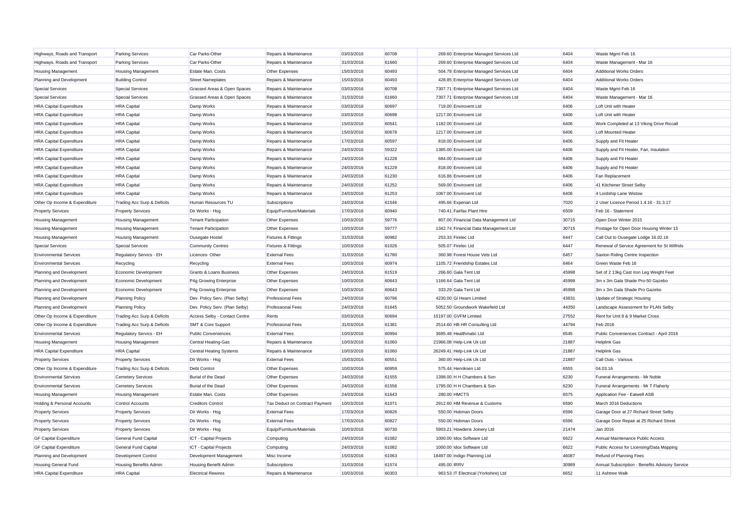| | | | | | | | | | |
|---|---|---|---|---|---|---|---|---|---|
| Highways, Roads and Transport | Parking Services | Car Parks-Other | Repairs & Maintenance | 03/03/2016 | 60708 | 269.60 | Enterprise Managed Services Ltd | 6404 | Waste Mgmt Feb 16 |
| Highways, Roads and Transport | Parking Services | Car Parks-Other | Repairs & Maintenance | 31/03/2016 | 61660 | 269.60 | Enterprise Managed Services Ltd | 6404 | Waste Management - Mar 16 |
| Housing Management | Housing Management | Estate Man. Costs | Other Expenses | 15/03/2016 | 60493 | 504.78 | Enterprise Managed Services Ltd | 6404 | Additional Works Orders |
| Planning and Development | Building Control | Street Nameplates | Repairs & Maintenance | 15/03/2016 | 60493 | 428.85 | Enterprise Managed Services Ltd | 6404 | Additional Works Orders |
| Special Services | Special Services | Grassed Areas & Open Spaces | Repairs & Maintenance | 03/03/2016 | 60708 | 7307.71 | Enterprise Managed Services Ltd | 6404 | Waste Mgmt Feb 16 |
| Special Services | Special Services | Grassed Areas & Open Spaces | Repairs & Maintenance | 31/03/2016 | 61660 | 7307.71 | Enterprise Managed Services Ltd | 6404 | Waste Management - Mar 16 |
| HRA Capital Expenditure | HRA Capital | Damp Works | Repairs & Maintenance | 03/03/2016 | 60697 | 719.00 | Envirovent Ltd | 6406 | Loft Unit with Heater |
| HRA Capital Expenditure | HRA Capital | Damp Works | Repairs & Maintenance | 03/03/2016 | 60698 | 1217.00 | Envirovent Ltd | 6406 | Loft Unit with Heater |
| HRA Capital Expenditure | HRA Capital | Damp Works | Repairs & Maintenance | 15/03/2016 | 60541 | 1182.00 | Envirovent Ltd | 6406 | Work Completed at 13 Viking Drive Riccall |
| HRA Capital Expenditure | HRA Capital | Damp Works | Repairs & Maintenance | 15/03/2016 | 60678 | 1217.00 | Envirovent Ltd | 6406 | Loft Mounted Heater |
| HRA Capital Expenditure | HRA Capital | Damp Works | Repairs & Maintenance | 17/03/2016 | 60597 | 818.00 | Envirovent Ltd | 6406 | Supply and Fit Heater |
| HRA Capital Expenditure | HRA Capital | Damp Works | Repairs & Maintenance | 24/03/2016 | 59322 | 1385.00 | Envirovent Ltd | 6406 | Supply and Fit Heater, Fan, Insulation |
| HRA Capital Expenditure | HRA Capital | Damp Works | Repairs & Maintenance | 24/03/2016 | 61228 | 684.00 | Envirovent Ltd | 6406 | Supply and Fit Heater |
| HRA Capital Expenditure | HRA Capital | Damp Works | Repairs & Maintenance | 24/03/2016 | 61229 | 818.00 | Envirovent Ltd | 6406 | Supply and Fit Heater |
| HRA Capital Expenditure | HRA Capital | Damp Works | Repairs & Maintenance | 24/03/2016 | 61230 | 616.86 | Envirovent Ltd | 6406 | Fan Replacement |
| HRA Capital Expenditure | HRA Capital | Damp Works | Repairs & Maintenance | 24/03/2016 | 61252 | 569.00 | Envirovent Ltd | 6406 | 41 Kitchener Street Selby |
| HRA Capital Expenditure | HRA Capital | Damp Works | Repairs & Maintenance | 24/03/2016 | 61253 | 1067.00 | Envirovent Ltd | 6406 | 4 Lordship Lane Wistow |
| Other Op Income & Expenditure | Trading Acc Surp & Deficits | Human Resources TU | Subscriptions | 24/03/2016 | 61546 | 495.66 | Experian Ltd | 7020 | 2 User Licence Period 1.4.16 - 31.3.17 |
| Property Services | Property Services | Dir Works - Hsg | Equip/Furniture/Materials | 17/03/2016 | 60940 | 740.41 | Fairfax Plant Hire | 6509 | Feb 16 - Statement |
| Housing Management | Housing Management | Tenant Participation | Other Expenses | 10/03/2016 | 59776 | 807.00 | Financial Data Management Ltd | 30715 | Open Door Winter 2015 |
| Housing Management | Housing Management | Tenant Participation | Other Expenses | 10/03/2016 | 59777 | 1342.74 | Financial Data Management Ltd | 30715 | Postage for Open Door Housing Winter 15 |
| Housing Management | Housing Management | Ousegate Hostel | Fixtures & Fittings | 31/03/2016 | 60982 | 253.33 | Firelec Ltd | 6447 | Call Out to Ousegate Lodge 16.02.16 |
| Special Services | Special Services | Community Centres | Fixtures & Fittings | 10/03/2016 | 61026 | 505.07 | Firelec Ltd | 6447 | Renewal of Service Agreement for St Wilfrids |
| Environmental Services | Regulatory Servics - EH | Licences- Other | External Fees | 31/03/2016 | 61780 | 360.98 | Forest House Vets Ltd | 6457 | Saxton Riding Centre Inspection |
| Environmental Services | Recycling | Recycling | External Fees | 10/03/2016 | 60974 | 1105.72 | Friendship Estates Ltd | 6464 | Green Waste Feb 16 |
| Planning and Development | Economic Development | Grants & Loans Business | Other Expenses | 24/03/2016 | 61519 | 266.60 | Gala Tent Ltd | 45998 | Set of 2 13kg Cast Iron Leg Weight Feet |
| Planning and Development | Economic Development | P4g Growing Enterprise | Other Expenses | 10/03/2016 | 60643 | 1166.64 | Gala Tent Ltd | 45998 | 3m x 3m Gala Shade Pro-50 Gazebo |
| Planning and Development | Economic Development | P4g Growing Enterprise | Other Expenses | 10/03/2016 | 60643 | 333.29 | Gala Tent Ltd | 45998 | 3m x 3m Gala Shade Pro Gazebo |
| Planning and Development | Planning Policy | Dev. Policy Serv. (Plan Selby) | Professional Fees | 24/03/2016 | 60796 | 4230.00 | Gl Hearn Limited | 43831 | Update of Strategic Housing |
| Planning and Development | Planning Policy | Dev. Policy Serv. (Plan Selby) | Professional Fees | 24/03/2016 | 61645 | 5052.50 | Groundwork Wakefield Ltd | 44350 | Landscape Assessment for PLAN Selby |
| Other Op Income & Expenditure | Trading Acc Surp & Deficits | Access Selby - Contact Centre | Rents | 03/03/2016 | 60694 | 15197.00 | GVFM Limited | 27552 | Rent for Unit 8 & 9 Market Cross |
| Other Op Income & Expenditure | Trading Acc Surp & Deficits | SMT & Core Support | Professional Fees | 31/03/2016 | 61381 | 2514.60 | HB HR Consulting Ltd | 44794 | Feb 2016 |
| Environmental Services | Regulatory Servics - EH | Public Conveniences | External Fees | 10/03/2016 | 60994 | 3695.48 | Healthmatic Ltd | 6545 | Public Conveniences Contract - April 2016 |
| Housing Management | Housing Management | Central Heating-Gas | Repairs & Maintenance | 10/03/2016 | 61060 | 21966.08 | Help-Link Uk Ltd | 21887 | Helplink Gas |
| HRA Capital Expenditure | HRA Capital | Central Heating Systems | Repairs & Maintenance | 10/03/2016 | 61060 | 26249.41 | Help-Link Uk Ltd | 21887 | Helplink Gas |
| Property Services | Property Services | Dir Works - Hsg | External Fees | 15/03/2016 | 60551 | 360.00 | Help-Link Uk Ltd | 21887 | Call Outs - Various |
| Other Op Income & Expenditure | Trading Acc Surp & Deficits | Debt Control | Other Expenses | 10/03/2016 | 60959 | 575.44 | Henriksen Ltd | 6555 | 04.03.16 |
| Environmental Services | Cemetery Services | Burial of the Dead | Other Expenses | 24/03/2016 | 61555 | 1398.00 | H H Chambers & Son | 6230 | Funeral Arrangements - Mr Noble |
| Environmental Services | Cemetery Services | Burial of the Dead | Other Expenses | 24/03/2016 | 61556 | 1795.00 | H H Chambers & Son | 6230 | Funeral Arrangements - Mr T Flaherty |
| Housing Management | Housing Management | Estate Man. Costs | Other Expenses | 24/03/2016 | 61643 | 280.00 | HMCTS | 6575 | Application Fee - Eatwell ASB |
| Holding & Personal Accounts | Control Accounts | Creditors Control | Tax Deduct on Contract Payment | 10/03/2016 | 61071 | 2912.60 | HM Revenue & Customs | 6590 | March 2016 Deductions |
| Property Services | Property Services | Dir Works - Hsg | External Fees | 17/03/2016 | 60826 | 550.00 | Hobman Doors | 6596 | Garage Door at 27 Richard Street Selby |
| Property Services | Property Services | Dir Works - Hsg | External Fees | 17/03/2016 | 60827 | 550.00 | Hobman Doors | 6596 | Garage Door Repair at 25 Richard Street |
| Property Services | Property Services | Dir Works - Hsg | Equip/Furniture/Materials | 10/03/2016 | 60730 | 5903.21 | Howdens Joinery Ltd | 21474 | Jan 2016 |
| GF Capital Expenditure | General Fund Capital | ICT - Capital Projects | Computing | 24/03/2016 | 61082 | 1000.00 | Idox Software Ltd | 6622 | Annual Maintenance Public Access |
| GF Capital Expenditure | General Fund Capital | ICT - Capital Projects | Computing | 24/03/2016 | 61082 | 1000.00 | Idox Software Ltd | 6622 | Public Access for Licensing/Data Mapping |
| Planning and Development | Development Control | Development Management | Misc Income | 15/03/2016 | 61063 | 18497.00 | Indigo Planning Ltd | 46087 | Refund of Planning Fees |
| Housing General Fund | Housing Benefits Admin | Housing Benefit Admin | Subscriptions | 31/03/2016 | 61574 | 495.00 | IRRV | 30989 | Annual Subscription - Benefits Advisory Service |
| HRA Capital Expenditure | HRA Capital | Electrical Rewires | Repairs & Maintenance | 10/03/2016 | 60303 | 963.53 | IT Electrical (Yorkshire) Ltd | 6652 | 11 Ashtree Walk |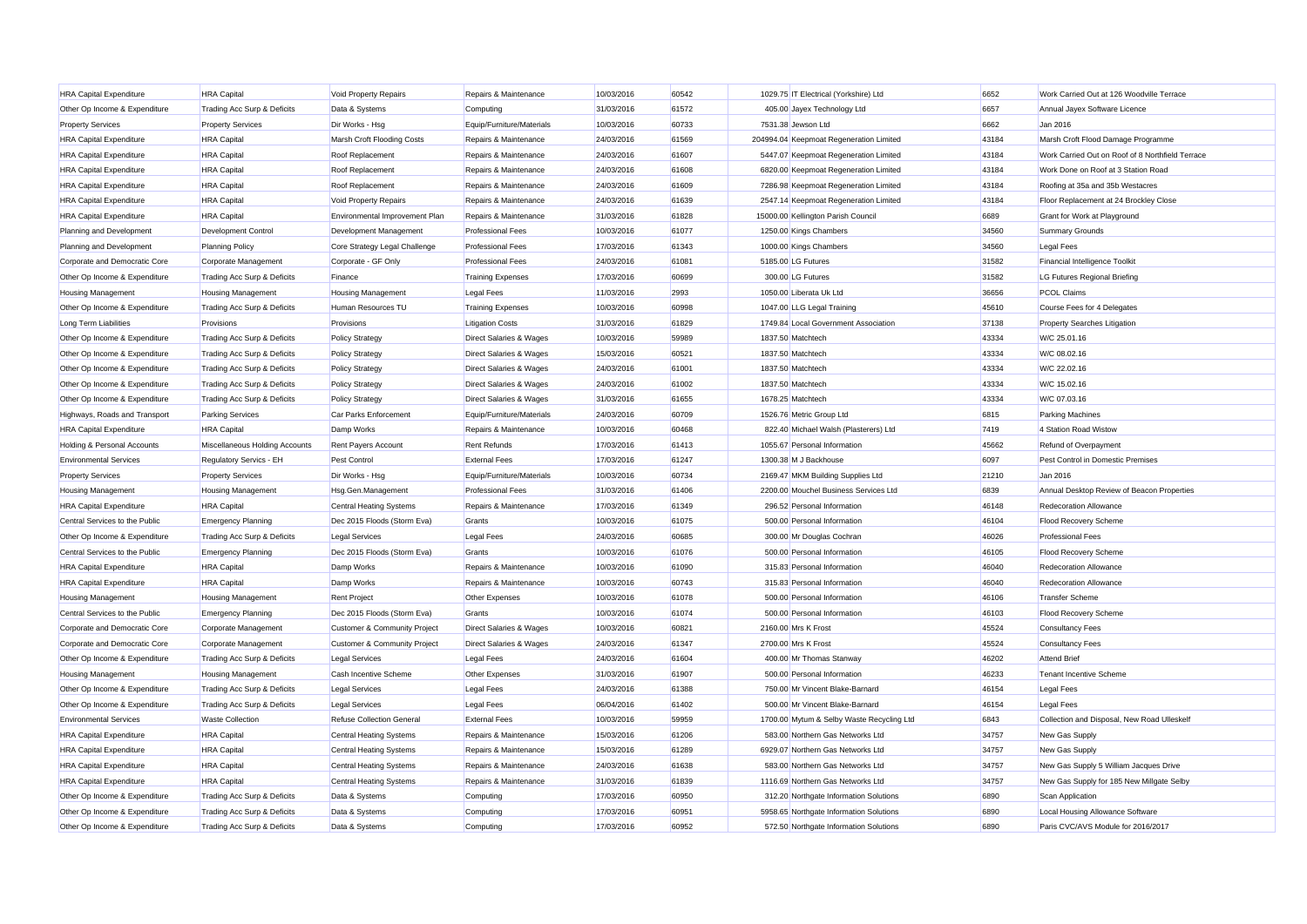| | | | | | | | | |
|---|---|---|---|---|---|---|---|---|
| HRA Capital Expenditure | HRA Capital | Void Property Repairs | Repairs & Maintenance | 10/03/2016 | 60542 | 1029.75 IT Electrical (Yorkshire) Ltd | 6652 | Work Carried Out at 126 Woodville Terrace |
| Other Op Income & Expenditure | Trading Acc Surp & Deficits | Data & Systems | Computing | 31/03/2016 | 61572 | 405.00 Jayex Technology Ltd | 6657 | Annual Jayex Software Licence |
| Property Services | Property Services | Dir Works - Hsg | Equip/Furniture/Materials | 10/03/2016 | 60733 | 7531.38 Jewson Ltd | 6662 | Jan 2016 |
| HRA Capital Expenditure | HRA Capital | Marsh Croft Flooding Costs | Repairs & Maintenance | 24/03/2016 | 61569 | 204994.04 Keepmoat Regeneration Limited | 43184 | Marsh Croft Flood Damage Programme |
| HRA Capital Expenditure | HRA Capital | Roof Replacement | Repairs & Maintenance | 24/03/2016 | 61607 | 5447.07 Keepmoat Regeneration Limited | 43184 | Work Carried Out on Roof at 8 Northfield Terrace |
| HRA Capital Expenditure | HRA Capital | Roof Replacement | Repairs & Maintenance | 24/03/2016 | 61608 | 6820.00 Keepmoat Regeneration Limited | 43184 | Work Done on Roof at 3 Station Road |
| HRA Capital Expenditure | HRA Capital | Roof Replacement | Repairs & Maintenance | 24/03/2016 | 61609 | 7286.98 Keepmoat Regeneration Limited | 43184 | Roofing at 35a and 35b Westacres |
| HRA Capital Expenditure | HRA Capital | Void Property Repairs | Repairs & Maintenance | 24/03/2016 | 61639 | 2547.14 Keepmoat Regeneration Limited | 43184 | Floor Replacement at 24 Brockley Close |
| HRA Capital Expenditure | HRA Capital | Environmental Improvement Plan | Repairs & Maintenance | 31/03/2016 | 61828 | 15000.00 Kellington Parish Council | 6689 | Grant for Work at Playground |
| Planning and Development | Development Control | Development Management | Professional Fees | 10/03/2016 | 61077 | 1250.00 Kings Chambers | 34560 | Summary Grounds |
| Planning and Development | Planning Policy | Core Strategy Legal Challenge | Professional Fees | 17/03/2016 | 61343 | 1000.00 Kings Chambers | 34560 | Legal Fees |
| Corporate and Democratic Core | Corporate Management | Corporate - GF Only | Professional Fees | 24/03/2016 | 61081 | 5185.00 LG Futures | 31582 | Financial Intelligence Toolkit |
| Other Op Income & Expenditure | Trading Acc Surp & Deficits | Finance | Training Expenses | 17/03/2016 | 60699 | 300.00 LG Futures | 31582 | LG Futures Regional Briefing |
| Housing Management | Housing Management | Housing Management | Legal Fees | 11/03/2016 | 2993 | 1050.00 Liberata Uk Ltd | 36656 | PCOL Claims |
| Other Op Income & Expenditure | Trading Acc Surp & Deficits | Human Resources TU | Training Expenses | 10/03/2016 | 60998 | 1047.00 LLG Legal Training | 45610 | Course Fees for 4 Delegates |
| Long Term Liabilities | Provisions | Provisions | Litigation Costs | 31/03/2016 | 61829 | 1749.84 Local Government Association | 37138 | Property Searches Litigation |
| Other Op Income & Expenditure | Trading Acc Surp & Deficits | Policy Strategy | Direct Salaries & Wages | 10/03/2016 | 59989 | 1837.50 Matchtech | 43334 | W/C 25.01.16 |
| Other Op Income & Expenditure | Trading Acc Surp & Deficits | Policy Strategy | Direct Salaries & Wages | 15/03/2016 | 60521 | 1837.50 Matchtech | 43334 | W/C 08.02.16 |
| Other Op Income & Expenditure | Trading Acc Surp & Deficits | Policy Strategy | Direct Salaries & Wages | 24/03/2016 | 61001 | 1837.50 Matchtech | 43334 | W/C 22.02.16 |
| Other Op Income & Expenditure | Trading Acc Surp & Deficits | Policy Strategy | Direct Salaries & Wages | 24/03/2016 | 61002 | 1837.50 Matchtech | 43334 | W/C 15.02.16 |
| Other Op Income & Expenditure | Trading Acc Surp & Deficits | Policy Strategy | Direct Salaries & Wages | 31/03/2016 | 61655 | 1678.25 Matchtech | 43334 | W/C 07.03.16 |
| Highways, Roads and Transport | Parking Services | Car Parks Enforcement | Equip/Furniture/Materials | 24/03/2016 | 60709 | 1526.76 Metric Group Ltd | 6815 | Parking Machines |
| HRA Capital Expenditure | HRA Capital | Damp Works | Repairs & Maintenance | 10/03/2016 | 60468 | 822.40 Michael Walsh (Plasterers) Ltd | 7419 | 4 Station Road Wistow |
| Holding & Personal Accounts | Miscellaneous Holding Accounts | Rent Payers Account | Rent Refunds | 17/03/2016 | 61413 | 1055.67 Personal Information | 45662 | Refund of Overpayment |
| Environmental Services | Regulatory Servics - EH | Pest Control | External Fees | 17/03/2016 | 61247 | 1300.38 M J Backhouse | 6097 | Pest Control in Domestic Premises |
| Property Services | Property Services | Dir Works - Hsg | Equip/Furniture/Materials | 10/03/2016 | 60734 | 2169.47 MKM Building Supplies Ltd | 21210 | Jan 2016 |
| Housing Management | Housing Management | Hsg.Gen.Management | Professional Fees | 31/03/2016 | 61406 | 2200.00 Mouchel Business Services Ltd | 6839 | Annual Desktop Review of Beacon Properties |
| HRA Capital Expenditure | HRA Capital | Central Heating Systems | Repairs & Maintenance | 17/03/2016 | 61349 | 296.52 Personal Information | 46148 | Redecoration Allowance |
| Central Services to the Public | Emergency Planning | Dec 2015 Floods (Storm Eva) | Grants | 10/03/2016 | 61075 | 500.00 Personal Information | 46104 | Flood Recovery Scheme |
| Other Op Income & Expenditure | Trading Acc Surp & Deficits | Legal Services | Legal Fees | 24/03/2016 | 60685 | 300.00 Mr Douglas Cochran | 46026 | Professional Fees |
| Central Services to the Public | Emergency Planning | Dec 2015 Floods (Storm Eva) | Grants | 10/03/2016 | 61076 | 500.00 Personal Information | 46105 | Flood Recovery Scheme |
| HRA Capital Expenditure | HRA Capital | Damp Works | Repairs & Maintenance | 10/03/2016 | 61090 | 315.83 Personal Information | 46040 | Redecoration Allowance |
| HRA Capital Expenditure | HRA Capital | Damp Works | Repairs & Maintenance | 10/03/2016 | 60743 | 315.83 Personal Information | 46040 | Redecoration Allowance |
| Housing Management | Housing Management | Rent Project | Other Expenses | 10/03/2016 | 61078 | 500.00 Personal Information | 46106 | Transfer Scheme |
| Central Services to the Public | Emergency Planning | Dec 2015 Floods (Storm Eva) | Grants | 10/03/2016 | 61074 | 500.00 Personal Information | 46103 | Flood Recovery Scheme |
| Corporate and Democratic Core | Corporate Management | Customer & Community Project | Direct Salaries & Wages | 10/03/2016 | 60821 | 2160.00 Mrs K Frost | 45524 | Consultancy Fees |
| Corporate and Democratic Core | Corporate Management | Customer & Community Project | Direct Salaries & Wages | 24/03/2016 | 61347 | 2700.00 Mrs K Frost | 45524 | Consultancy Fees |
| Other Op Income & Expenditure | Trading Acc Surp & Deficits | Legal Services | Legal Fees | 24/03/2016 | 61604 | 400.00 Mr Thomas Stanway | 46202 | Attend Brief |
| Housing Management | Housing Management | Cash Incentive Scheme | Other Expenses | 31/03/2016 | 61907 | 500.00 Personal Information | 46233 | Tenant Incentive Scheme |
| Other Op Income & Expenditure | Trading Acc Surp & Deficits | Legal Services | Legal Fees | 24/03/2016 | 61388 | 750.00 Mr Vincent Blake-Barnard | 46154 | Legal Fees |
| Other Op Income & Expenditure | Trading Acc Surp & Deficits | Legal Services | Legal Fees | 06/04/2016 | 61402 | 500.00 Mr Vincent Blake-Barnard | 46154 | Legal Fees |
| Environmental Services | Waste Collection | Refuse Collection General | External Fees | 10/03/2016 | 59959 | 1700.00 Mytum & Selby Waste Recycling Ltd | 6843 | Collection and Disposal, New Road Ulleskelf |
| HRA Capital Expenditure | HRA Capital | Central Heating Systems | Repairs & Maintenance | 15/03/2016 | 61206 | 583.00 Northern Gas Networks Ltd | 34757 | New Gas Supply |
| HRA Capital Expenditure | HRA Capital | Central Heating Systems | Repairs & Maintenance | 15/03/2016 | 61289 | 6929.07 Northern Gas Networks Ltd | 34757 | New Gas Supply |
| HRA Capital Expenditure | HRA Capital | Central Heating Systems | Repairs & Maintenance | 24/03/2016 | 61638 | 583.00 Northern Gas Networks Ltd | 34757 | New Gas Supply 5 William Jacques Drive |
| HRA Capital Expenditure | HRA Capital | Central Heating Systems | Repairs & Maintenance | 31/03/2016 | 61839 | 1116.69 Northern Gas Networks Ltd | 34757 | New Gas Supply for 185 New Millgate Selby |
| Other Op Income & Expenditure | Trading Acc Surp & Deficits | Data & Systems | Computing | 17/03/2016 | 60950 | 312.20 Northgate Information Solutions | 6890 | Scan Application |
| Other Op Income & Expenditure | Trading Acc Surp & Deficits | Data & Systems | Computing | 17/03/2016 | 60951 | 5958.65 Northgate Information Solutions | 6890 | Local Housing Allowance Software |
| Other Op Income & Expenditure | Trading Acc Surp & Deficits | Data & Systems | Computing | 17/03/2016 | 60952 | 572.50 Northgate Information Solutions | 6890 | Paris CVC/AVS Module for 2016/2017 |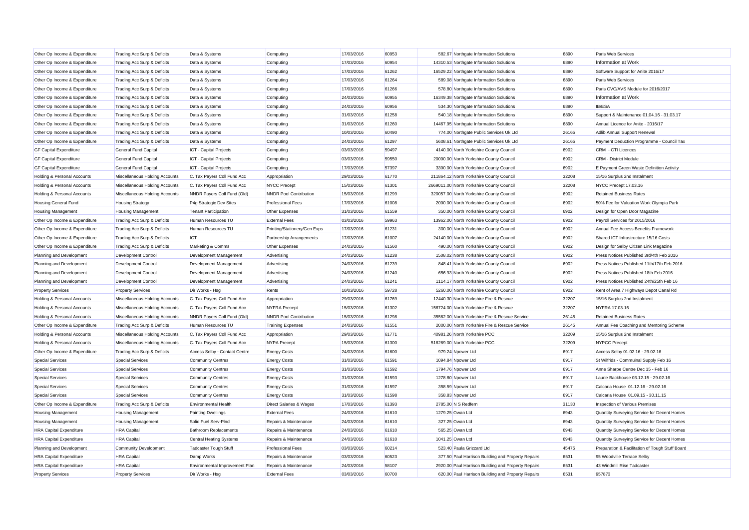| | | | | | | | | | |
|---|---|---|---|---|---|---|---|---|---|
| Other Op Income & Expenditure | Trading Acc Surp & Deficits | Data & Systems | Computing | 17/03/2016 | 60953 | 582.67 | Northgate Information Solutions | 6890 | Paris Web Services |
| Other Op Income & Expenditure | Trading Acc Surp & Deficits | Data & Systems | Computing | 17/03/2016 | 60954 | 14310.53 | Northgate Information Solutions | 6890 | Information at Work |
| Other Op Income & Expenditure | Trading Acc Surp & Deficits | Data & Systems | Computing | 17/03/2016 | 61262 | 16529.22 | Northgate Information Solutions | 6890 | Software Support for Anite 2016/17 |
| Other Op Income & Expenditure | Trading Acc Surp & Deficits | Data & Systems | Computing | 17/03/2016 | 61264 | 589.08 | Northgate Information Solutions | 6890 | Paris Web Services |
| Other Op Income & Expenditure | Trading Acc Surp & Deficits | Data & Systems | Computing | 17/03/2016 | 61266 | 578.80 | Northgate Information Solutions | 6890 | Paris CVC/AVS Module for 2016/2017 |
| Other Op Income & Expenditure | Trading Acc Surp & Deficits | Data & Systems | Computing | 24/03/2016 | 60955 | 16349.38 | Northgate Information Solutions | 6890 | Information at Work |
| Other Op Income & Expenditure | Trading Acc Surp & Deficits | Data & Systems | Computing | 24/03/2016 | 60956 | 534.30 | Northgate Information Solutions | 6890 | IB/ESA |
| Other Op Income & Expenditure | Trading Acc Surp & Deficits | Data & Systems | Computing | 31/03/2016 | 61258 | 540.18 | Northgate Information Solutions | 6890 | Support & Maintenance 01.04.16 - 31.03.17 |
| Other Op Income & Expenditure | Trading Acc Surp & Deficits | Data & Systems | Computing | 31/03/2016 | 61260 | 14467.95 | Northgate Information Solutions | 6890 | Annual Licence for Anite - 2016/17 |
| Other Op Income & Expenditure | Trading Acc Surp & Deficits | Data & Systems | Computing | 10/03/2016 | 60490 | 774.00 | Northgate Public Services Uk Ltd | 26165 | Adlib Annual Support Renewal |
| Other Op Income & Expenditure | Trading Acc Surp & Deficits | Data & Systems | Computing | 24/03/2016 | 61297 | 5608.61 | Northgate Public Services Uk Ltd | 26165 | Payment Deduction Programme - Council Tax |
| GF Capital Expenditure | General Fund Capital | ICT - Capital Projects | Computing | 03/03/2016 | 59497 | 4140.00 | North Yorkshire County Council | 6902 | CRM - CTI Licences |
| GF Capital Expenditure | General Fund Capital | ICT - Capital Projects | Computing | 03/03/2016 | 59550 | 20000.00 | North Yorkshire County Council | 6902 | CRM - District Module |
| GF Capital Expenditure | General Fund Capital | ICT - Capital Projects | Computing | 17/03/2016 | 57397 | 3300.00 | North Yorkshire County Council | 6902 | E Payment Green Waste Definition Activity |
| Holding & Personal Accounts | Miscellaneous Holding Accounts | C. Tax Payers Coll Fund Acc | Appropriation | 29/03/2016 | 61770 | 211864.12 | North Yorkshire County Council | 32208 | 15/16 Surplus 2nd Instalment |
| Holding & Personal Accounts | Miscellaneous Holding Accounts | C. Tax Payers Coll Fund Acc | NYCC Precept | 15/03/2016 | 61301 | 2669011.00 | North Yorkshire County Council | 32208 | NYCC Precept 17.03.16 |
| Holding & Personal Accounts | Miscellaneous Holding Accounts | NNDR Payers Coll Fund (Old) | NNDR Pool Contribution | 15/03/2016 | 61299 | 320057.00 | North Yorkshire County Council | 6902 | Retained Business Rates |
| Housing General Fund | Housing Strategy | P4g Strategic Dev Sites | Professional Fees | 17/03/2016 | 61008 | 2000.00 | North Yorkshire County Council | 6902 | 50% Fee for Valuation Work Olympia Park |
| Housing Management | Housing Management | Tenant Participation | Other Expenses | 31/03/2016 | 61559 | 350.00 | North Yorkshire County Council | 6902 | Design for Open Door Magazine |
| Other Op Income & Expenditure | Trading Acc Surp & Deficits | Human Resources TU | External Fees | 03/03/2016 | 59963 | 13962.00 | North Yorkshire County Council | 6902 | Payroll Services for 2015/2016 |
| Other Op Income & Expenditure | Trading Acc Surp & Deficits | Human Resources TU | Printing/Stationery/Gen Exps | 17/03/2016 | 61231 | 300.00 | North Yorkshire County Council | 6902 | Annual Fee Access Benefits Framework |
| Other Op Income & Expenditure | Trading Acc Surp & Deficits | ICT | Partnership Arrangements | 17/03/2016 | 61007 | 24140.00 | North Yorkshire County Council | 6902 | Shared ICT Infrastructure 15/16 Costs |
| Other Op Income & Expenditure | Trading Acc Surp & Deficits | Marketing & Comms | Other Expenses | 24/03/2016 | 61560 | 490.00 | North Yorkshire County Council | 6902 | Design for Selby Citizen Link Magazine |
| Planning and Development | Development Control | Development Management | Advertising | 24/03/2016 | 61238 | 1508.02 | North Yorkshire County Council | 6902 | Press Notices Published 3rd/4th Feb 2016 |
| Planning and Development | Development Control | Development Management | Advertising | 24/03/2016 | 61239 | 848.41 | North Yorkshire County Council | 6902 | Press Notices Published 11th/17th Feb 2016 |
| Planning and Development | Development Control | Development Management | Advertising | 24/03/2016 | 61240 | 656.93 | North Yorkshire County Council | 6902 | Press Notices Published 18th Feb 2016 |
| Planning and Development | Development Control | Development Management | Advertising | 24/03/2016 | 61241 | 1114.17 | North Yorkshire County Council | 6902 | Press Notices Published 24th/25th Feb 16 |
| Property Services | Property Services | Dir Works - Hsg | Rents | 10/03/2016 | 59728 | 5260.00 | North Yorkshire County Council | 6902 | Rent of Area 7 Highways Depot Canal Rd |
| Holding & Personal Accounts | Miscellaneous Holding Accounts | C. Tax Payers Coll Fund Acc | Appropriation | 29/03/2016 | 61769 | 12440.30 | North Yorkshire Fire & Rescue | 32207 | 15/16 Surplus 2nd Instalment |
| Holding & Personal Accounts | Miscellaneous Holding Accounts | C. Tax Payers Coll Fund Acc | NYFRA Precept | 15/03/2016 | 61302 | 156724.00 | North Yorkshire Fire & Rescue | 32207 | NYFRA 17.03.16 |
| Holding & Personal Accounts | Miscellaneous Holding Accounts | NNDR Payers Coll Fund (Old) | NNDR Pool Contribution | 15/03/2016 | 61298 | 35562.00 | North Yorkshire Fire & Rescue Service | 26145 | Retained Business Rates |
| Other Op Income & Expenditure | Trading Acc Surp & Deficits | Human Resources TU | Training Expenses | 24/03/2016 | 61551 | 2000.00 | North Yorkshire Fire & Rescue Service | 26145 | Annual Fee Coaching and Mentoring Scheme |
| Holding & Personal Accounts | Miscellaneous Holding Accounts | C. Tax Payers Coll Fund Acc | Appropriation | 29/03/2016 | 61771 | 40981.26 | North Yorkshire PCC | 32209 | 15/16 Surplus 2nd Instalment |
| Holding & Personal Accounts | Miscellaneous Holding Accounts | C. Tax Payers Coll Fund Acc | NYPA Precept | 15/03/2016 | 61300 | 516269.00 | North Yorkshire PCC | 32209 | NYPCC Precept |
| Other Op Income & Expenditure | Trading Acc Surp & Deficits | Access Selby - Contact Centre | Energy Costs | 24/03/2016 | 61600 | 979.24 | Npower Ltd | 6917 | Access Selby 01.02.16 - 29.02.16 |
| Special Services | Special Services | Community Centres | Energy Costs | 31/03/2016 | 61591 | 1094.84 | Npower Ltd | 6917 | St Wilfrids - Commuinal Supply Feb 16 |
| Special Services | Special Services | Community Centres | Energy Costs | 31/03/2016 | 61592 | 1794.76 | Npower Ltd | 6917 | Anne Sharpe Centre Dec 15 - Feb 16 |
| Special Services | Special Services | Community Centres | Energy Costs | 31/03/2016 | 61593 | 1278.80 | Npower Ltd | 6917 | Laurie Backhouse 03.12.15 - 29.02.16 |
| Special Services | Special Services | Community Centres | Energy Costs | 31/03/2016 | 61597 | 358.59 | Npower Ltd | 6917 | Calcaria House 01.12.16 - 29.02.16 |
| Special Services | Special Services | Community Centres | Energy Costs | 31/03/2016 | 61598 | 358.83 | Npower Ltd | 6917 | Calcaria House 01.09.15 - 30.11.15 |
| Other Op Income & Expenditure | Trading Acc Surp & Deficits | Environmental Health | Direct Salaries & Wages | 17/03/2016 | 61393 | 2785.00 | N S Redfern | 31130 | Inspection of Various Premises |
| Housing Management | Housing Management | Painting Dwellings | External Fees | 24/03/2016 | 61610 | 1279.25 | Owan Ltd | 6943 | Quantity Surveying Service for Decent Homes |
| Housing Management | Housing Management | Solid Fuel Serv-Plnd | Repairs & Maintenance | 24/03/2016 | 61610 | 327.25 | Owan Ltd | 6943 | Quantity Surveying Service for Decent Homes |
| HRA Capital Expenditure | HRA Capital | Bathroom Replacements | Repairs & Maintenance | 24/03/2016 | 61610 | 565.25 | Owan Ltd | 6943 | Quantity Surveying Service for Decent Homes |
| HRA Capital Expenditure | HRA Capital | Central Heating Systems | Repairs & Maintenance | 24/03/2016 | 61610 | 1041.25 | Owan Ltd | 6943 | Quantity Surveying Service for Decent Homes |
| Planning and Development | Community Development | Tadcaster Tough Stuff | Professional Fees | 03/03/2016 | 60214 | 523.40 | Paula Grizzard Ltd | 45475 | Preparation & Facilitation of Tough Stuff Board |
| HRA Capital Expenditure | HRA Capital | Damp Works | Repairs & Maintenance | 03/03/2016 | 60523 | 377.50 | Paul Harrison Building and Property Repairs | 6531 | 95 Woodville Terrace Selby |
| HRA Capital Expenditure | HRA Capital | Environmental Improvement Plan | Repairs & Maintenance | 24/03/2016 | 58107 | 2920.00 | Paul Harrison Building and Property Repairs | 6531 | 43 Windmill Rise Tadcaster |
| Property Services | Property Services | Dir Works - Hsg | External Fees | 03/03/2016 | 60700 | 620.00 | Paul Harrison Building and Property Repairs | 6531 | 957873 |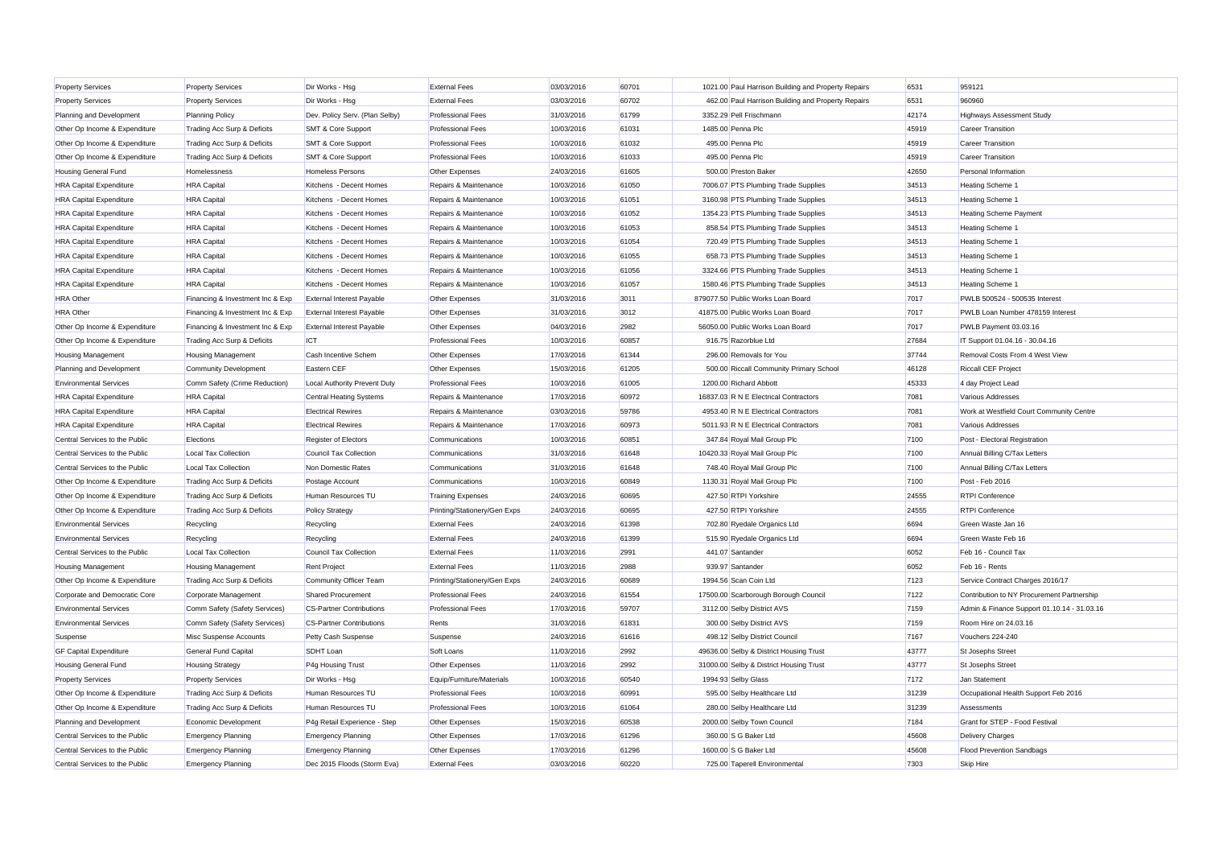| | | | | | | | | | |
|---|---|---|---|---|---|---|---|---|---|
| Property Services | Property Services | Dir Works - Hsg | External Fees | 03/03/2016 | 60701 | 1021.00 | Paul Harrison Building and Property Repairs | 6531 | 959121 |
| Property Services | Property Services | Dir Works - Hsg | External Fees | 03/03/2016 | 60702 | 462.00 | Paul Harrison Building and Property Repairs | 6531 | 960960 |
| Planning and Development | Planning Policy | Dev. Policy Serv. (Plan Selby) | Professional Fees | 31/03/2016 | 61799 | 3352.29 | Pell Frischmann | 42174 | Highways Assessment Study |
| Other Op Income & Expenditure | Trading Acc Surp & Deficits | SMT & Core Support | Professional Fees | 10/03/2016 | 61031 | 1485.00 | Penna Plc | 45919 | Career Transition |
| Other Op Income & Expenditure | Trading Acc Surp & Deficits | SMT & Core Support | Professional Fees | 10/03/2016 | 61032 | 495.00 | Penna Plc | 45919 | Career Transition |
| Other Op Income & Expenditure | Trading Acc Surp & Deficits | SMT & Core Support | Professional Fees | 10/03/2016 | 61033 | 495.00 | Penna Plc | 45919 | Career Transition |
| Housing General Fund | Homelessness | Homeless Persons | Other Expenses | 24/03/2016 | 61605 | 500.00 | Preston Baker | 42650 | Personal Information |
| HRA Capital Expenditure | HRA Capital | Kitchens - Decent Homes | Repairs & Maintenance | 10/03/2016 | 61050 | 7006.07 | PTS Plumbing Trade Supplies | 34513 | Heating Scheme 1 |
| HRA Capital Expenditure | HRA Capital | Kitchens - Decent Homes | Repairs & Maintenance | 10/03/2016 | 61051 | 3160.98 | PTS Plumbing Trade Supplies | 34513 | Heating Scheme 1 |
| HRA Capital Expenditure | HRA Capital | Kitchens - Decent Homes | Repairs & Maintenance | 10/03/2016 | 61052 | 1354.23 | PTS Plumbing Trade Supplies | 34513 | Heating Scheme Payment |
| HRA Capital Expenditure | HRA Capital | Kitchens - Decent Homes | Repairs & Maintenance | 10/03/2016 | 61053 | 858.54 | PTS Plumbing Trade Supplies | 34513 | Heating Scheme 1 |
| HRA Capital Expenditure | HRA Capital | Kitchens - Decent Homes | Repairs & Maintenance | 10/03/2016 | 61054 | 720.49 | PTS Plumbing Trade Supplies | 34513 | Heating Scheme 1 |
| HRA Capital Expenditure | HRA Capital | Kitchens - Decent Homes | Repairs & Maintenance | 10/03/2016 | 61055 | 658.73 | PTS Plumbing Trade Supplies | 34513 | Heating Scheme 1 |
| HRA Capital Expenditure | HRA Capital | Kitchens - Decent Homes | Repairs & Maintenance | 10/03/2016 | 61056 | 3324.66 | PTS Plumbing Trade Supplies | 34513 | Heating Scheme 1 |
| HRA Capital Expenditure | HRA Capital | Kitchens - Decent Homes | Repairs & Maintenance | 10/03/2016 | 61057 | 1580.46 | PTS Plumbing Trade Supplies | 34513 | Heating Scheme 1 |
| HRA Other | Financing & Investment Inc & Exp | External Interest Payable | Other Expenses | 31/03/2016 | 3011 | 879077.50 | Public Works Loan Board | 7017 | PWLB 500524 - 500535 Interest |
| HRA Other | Financing & Investment Inc & Exp | External Interest Payable | Other Expenses | 31/03/2016 | 3012 | 41875.00 | Public Works Loan Board | 7017 | PWLB Loan Number 478159 Interest |
| Other Op Income & Expenditure | Financing & Investment Inc & Exp | External Interest Payable | Other Expenses | 04/03/2016 | 2982 | 56050.00 | Public Works Loan Board | 7017 | PWLB Payment 03.03.16 |
| Other Op Income & Expenditure | Trading Acc Surp & Deficits | ICT | Professional Fees | 10/03/2016 | 60857 | 916.75 | Razorblue Ltd | 27684 | IT Support 01.04.16 - 30.04.16 |
| Housing Management | Housing Management | Cash Incentive Schem | Other Expenses | 17/03/2016 | 61344 | 296.00 | Removals for You | 37744 | Removal Costs From 4 West View |
| Planning and Development | Community Development | Eastern CEF | Other Expenses | 15/03/2016 | 61205 | 500.00 | Riccall Community Primary School | 46128 | Riccall CEF Project |
| Environmental Services | Comm Safety (Crime Reduction) | Local Authority Prevent Duty | Professional Fees | 10/03/2016 | 61005 | 1200.00 | Richard Abbott | 45333 | 4 day Project Lead |
| HRA Capital Expenditure | HRA Capital | Central Heating Systems | Repairs & Maintenance | 17/03/2016 | 60972 | 16837.03 | R N E Electrical Contractors | 7081 | Various Addresses |
| HRA Capital Expenditure | HRA Capital | Electrical Rewires | Repairs & Maintenance | 03/03/2016 | 59786 | 4953.40 | R N E Electrical Contractors | 7081 | Work at Westfield Court Community Centre |
| HRA Capital Expenditure | HRA Capital | Electrical Rewires | Repairs & Maintenance | 17/03/2016 | 60973 | 5011.93 | R N E Electrical Contractors | 7081 | Various Addresses |
| Central Services to the Public | Elections | Register of Electors | Communications | 10/03/2016 | 60851 | 347.84 | Royal Mail Group Plc | 7100 | Post - Electoral Registration |
| Central Services to the Public | Local Tax Collection | Council Tax Collection | Communications | 31/03/2016 | 61648 | 10420.33 | Royal Mail Group Plc | 7100 | Annual Billing C/Tax Letters |
| Central Services to the Public | Local Tax Collection | Non Domestic Rates | Communications | 31/03/2016 | 61648 | 748.40 | Royal Mail Group Plc | 7100 | Annual Billing C/Tax Letters |
| Other Op Income & Expenditure | Trading Acc Surp & Deficits | Postage Account | Communications | 10/03/2016 | 60849 | 1130.31 | Royal Mail Group Plc | 7100 | Post - Feb 2016 |
| Other Op Income & Expenditure | Trading Acc Surp & Deficits | Human Resources TU | Training Expenses | 24/03/2016 | 60695 | 427.50 | RTPI Yorkshire | 24555 | RTPI Conference |
| Other Op Income & Expenditure | Trading Acc Surp & Deficits | Policy Strategy | Printing/Stationery/Gen Exps | 24/03/2016 | 60695 | 427.50 | RTPI Yorkshire | 24555 | RTPI Conference |
| Environmental Services | Recycling | Recycling | External Fees | 24/03/2016 | 61398 | 702.80 | Ryedale Organics Ltd | 6694 | Green Waste Jan 16 |
| Environmental Services | Recycling | Recycling | External Fees | 24/03/2016 | 61399 | 515.90 | Ryedale Organics Ltd | 6694 | Green Waste Feb 16 |
| Central Services to the Public | Local Tax Collection | Council Tax Collection | External Fees | 11/03/2016 | 2991 | 441.07 | Santander | 6052 | Feb 16 - Council Tax |
| Housing Management | Housing Management | Rent Project | External Fees | 11/03/2016 | 2988 | 939.97 | Santander | 6052 | Feb 16 - Rents |
| Other Op Income & Expenditure | Trading Acc Surp & Deficits | Community Officer Team | Printing/Stationery/Gen Exps | 24/03/2016 | 60689 | 1994.56 | Scan Coin Ltd | 7123 | Service Contract Charges 2016/17 |
| Corporate and Democratic Core | Corporate Management | Shared Procurement | Professional Fees | 24/03/2016 | 61554 | 17500.00 | Scarborough Borough Council | 7122 | Contribution to NY Procurement Partnership |
| Environmental Services | Comm Safety (Safety Services) | CS-Partner Contributions | Professional Fees | 17/03/2016 | 59707 | 3112.00 | Selby District AVS | 7159 | Admin & Finance Support 01.10.14 - 31.03.16 |
| Environmental Services | Comm Safety (Safety Services) | CS-Partner Contributions | Rents | 31/03/2016 | 61831 | 300.00 | Selby District AVS | 7159 | Room Hire on 24.03.16 |
| Suspense | Misc Suspense Accounts | Petty Cash Suspense | Suspense | 24/03/2016 | 61616 | 498.12 | Selby District Council | 7167 | Vouchers 224-240 |
| GF Capital Expenditure | General Fund Capital | SDHT Loan | Soft Loans | 11/03/2016 | 2992 | 49636.00 | Selby & District Housing Trust | 43777 | St Josephs Street |
| Housing General Fund | Housing Strategy | P4g Housing Trust | Other Expenses | 11/03/2016 | 2992 | 31000.00 | Selby & District Housing Trust | 43777 | St Josephs Street |
| Property Services | Property Services | Dir Works - Hsg | Equip/Furniture/Materials | 10/03/2016 | 60540 | 1994.93 | Selby Glass | 7172 | Jan Statement |
| Other Op Income & Expenditure | Trading Acc Surp & Deficits | Human Resources TU | Professional Fees | 10/03/2016 | 60991 | 595.00 | Selby Healthcare Ltd | 31239 | Occupational Health Support Feb 2016 |
| Other Op Income & Expenditure | Trading Acc Surp & Deficits | Human Resources TU | Professional Fees | 10/03/2016 | 61064 | 280.00 | Selby Healthcare Ltd | 31239 | Assessments |
| Planning and Development | Economic Development | P4g Retail Experience - Step | Other Expenses | 15/03/2016 | 60538 | 2000.00 | Selby Town Council | 7184 | Grant for STEP - Food Festival |
| Central Services to the Public | Emergency Planning | Emergency Planning | Other Expenses | 17/03/2016 | 61296 | 360.00 | S G Baker Ltd | 45608 | Delivery Charges |
| Central Services to the Public | Emergency Planning | Emergency Planning | Other Expenses | 17/03/2016 | 61296 | 1600.00 | S G Baker Ltd | 45608 | Flood Prevention Sandbags |
| Central Services to the Public | Emergency Planning | Dec 2015 Floods (Storm Eva) | External Fees | 03/03/2016 | 60220 | 725.00 | Taperell Environmental | 7303 | Skip Hire |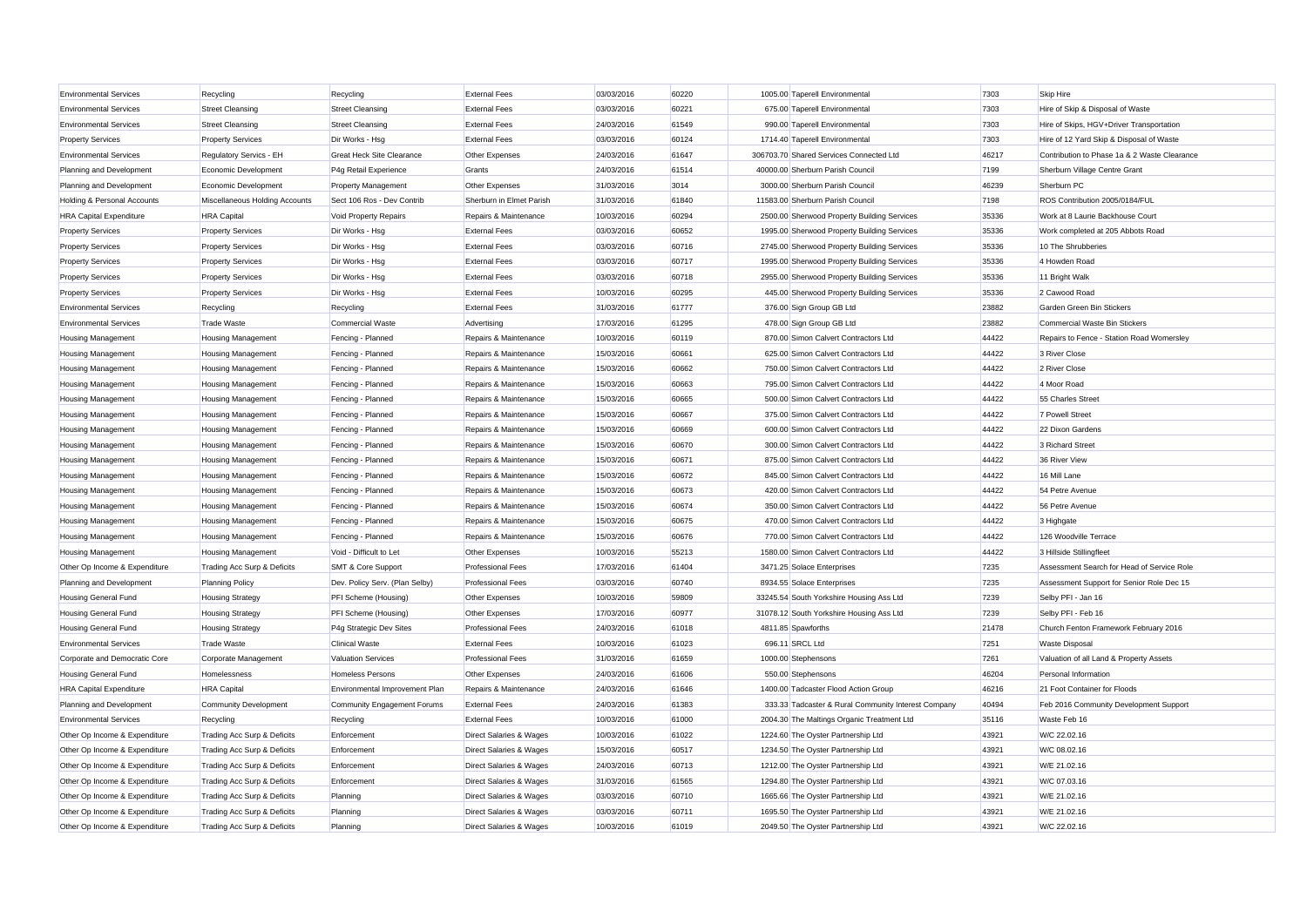| | | | | | | | | | |
|---|---|---|---|---|---|---|---|---|---|
| Environmental Services | Recycling | Recycling | External Fees | 03/03/2016 | 60220 | 1005.00 | Taperell Environmental | 7303 | Skip Hire |
| Environmental Services | Street Cleansing | Street Cleansing | External Fees | 03/03/2016 | 60221 | 675.00 | Taperell Environmental | 7303 | Hire of Skip & Disposal of Waste |
| Environmental Services | Street Cleansing | Street Cleansing | External Fees | 24/03/2016 | 61549 | 990.00 | Taperell Environmental | 7303 | Hire of Skips, HGV+Driver Transportation |
| Property Services | Property Services | Dir Works - Hsg | External Fees | 03/03/2016 | 60124 | 1714.40 | Taperell Environmental | 7303 | Hire of 12 Yard Skip & Disposal of Waste |
| Environmental Services | Regulatory Servics - EH | Great Heck Site Clearance | Other Expenses | 24/03/2016 | 61647 | 306703.70 | Shared Services Connected Ltd | 46217 | Contribution to Phase 1a & 2 Waste Clearance |
| Planning and Development | Economic Development | P4g Retail Experience | Grants | 24/03/2016 | 61514 | 40000.00 | Sherburn Parish Council | 7199 | Sherburn Village Centre Grant |
| Planning and Development | Economic Development | Property Management | Other Expenses | 31/03/2016 | 3014 | 3000.00 | Sherburn Parish Council | 46239 | Sherburn PC |
| Holding & Personal Accounts | Miscellaneous Holding Accounts | Sect 106 Ros - Dev Contrib | Sherburn in Elmet Parish | 31/03/2016 | 61840 | 11583.00 | Sherburn Parish Council | 7198 | ROS Contribution 2005/0184/FUL |
| HRA Capital Expenditure | HRA Capital | Void Property Repairs | Repairs & Maintenance | 10/03/2016 | 60294 | 2500.00 | Sherwood Property Building Services | 35336 | Work at 8 Laurie Backhouse Court |
| Property Services | Property Services | Dir Works - Hsg | External Fees | 03/03/2016 | 60652 | 1995.00 | Sherwood Property Building Services | 35336 | Work completed at 205 Abbots Road |
| Property Services | Property Services | Dir Works - Hsg | External Fees | 03/03/2016 | 60716 | 2745.00 | Sherwood Property Building Services | 35336 | 10 The Shrubberies |
| Property Services | Property Services | Dir Works - Hsg | External Fees | 03/03/2016 | 60717 | 1995.00 | Sherwood Property Building Services | 35336 | 4 Howden Road |
| Property Services | Property Services | Dir Works - Hsg | External Fees | 03/03/2016 | 60718 | 2955.00 | Sherwood Property Building Services | 35336 | 11 Bright Walk |
| Property Services | Property Services | Dir Works - Hsg | External Fees | 10/03/2016 | 60295 | 445.00 | Sherwood Property Building Services | 35336 | 2 Cawood Road |
| Environmental Services | Recycling | Recycling | External Fees | 31/03/2016 | 61777 | 376.00 | Sign Group GB Ltd | 23882 | Garden Green Bin Stickers |
| Environmental Services | Trade Waste | Commercial Waste | Advertising | 17/03/2016 | 61295 | 478.00 | Sign Group GB Ltd | 23882 | Commercial Waste Bin Stickers |
| Housing Management | Housing Management | Fencing - Planned | Repairs & Maintenance | 10/03/2016 | 60119 | 870.00 | Simon Calvert Contractors Ltd | 44422 | Repairs to Fence - Station Road Womersley |
| Housing Management | Housing Management | Fencing - Planned | Repairs & Maintenance | 15/03/2016 | 60661 | 625.00 | Simon Calvert Contractors Ltd | 44422 | 3 River Close |
| Housing Management | Housing Management | Fencing - Planned | Repairs & Maintenance | 15/03/2016 | 60662 | 750.00 | Simon Calvert Contractors Ltd | 44422 | 2 River Close |
| Housing Management | Housing Management | Fencing - Planned | Repairs & Maintenance | 15/03/2016 | 60663 | 795.00 | Simon Calvert Contractors Ltd | 44422 | 4 Moor Road |
| Housing Management | Housing Management | Fencing - Planned | Repairs & Maintenance | 15/03/2016 | 60665 | 500.00 | Simon Calvert Contractors Ltd | 44422 | 55 Charles Street |
| Housing Management | Housing Management | Fencing - Planned | Repairs & Maintenance | 15/03/2016 | 60667 | 375.00 | Simon Calvert Contractors Ltd | 44422 | 7 Powell Street |
| Housing Management | Housing Management | Fencing - Planned | Repairs & Maintenance | 15/03/2016 | 60669 | 600.00 | Simon Calvert Contractors Ltd | 44422 | 22 Dixon Gardens |
| Housing Management | Housing Management | Fencing - Planned | Repairs & Maintenance | 15/03/2016 | 60670 | 300.00 | Simon Calvert Contractors Ltd | 44422 | 3 Richard Street |
| Housing Management | Housing Management | Fencing - Planned | Repairs & Maintenance | 15/03/2016 | 60671 | 875.00 | Simon Calvert Contractors Ltd | 44422 | 36 River View |
| Housing Management | Housing Management | Fencing - Planned | Repairs & Maintenance | 15/03/2016 | 60672 | 845.00 | Simon Calvert Contractors Ltd | 44422 | 16 Mill Lane |
| Housing Management | Housing Management | Fencing - Planned | Repairs & Maintenance | 15/03/2016 | 60673 | 420.00 | Simon Calvert Contractors Ltd | 44422 | 54 Petre Avenue |
| Housing Management | Housing Management | Fencing - Planned | Repairs & Maintenance | 15/03/2016 | 60674 | 350.00 | Simon Calvert Contractors Ltd | 44422 | 56 Petre Avenue |
| Housing Management | Housing Management | Fencing - Planned | Repairs & Maintenance | 15/03/2016 | 60675 | 470.00 | Simon Calvert Contractors Ltd | 44422 | 3 Highgate |
| Housing Management | Housing Management | Fencing - Planned | Repairs & Maintenance | 15/03/2016 | 60676 | 770.00 | Simon Calvert Contractors Ltd | 44422 | 126 Woodville Terrace |
| Housing Management | Housing Management | Void - Difficult to Let | Other Expenses | 10/03/2016 | 55213 | 1580.00 | Simon Calvert Contractors Ltd | 44422 | 3 Hillside Stillingfleet |
| Other Op Income & Expenditure | Trading Acc Surp & Deficits | SMT & Core Support | Professional Fees | 17/03/2016 | 61404 | 3471.25 | Solace Enterprises | 7235 | Assessment Search for Head of Service Role |
| Planning and Development | Planning Policy | Dev. Policy Serv. (Plan Selby) | Professional Fees | 03/03/2016 | 60740 | 8934.55 | Solace Enterprises | 7235 | Assessment Support for Senior Role Dec 15 |
| Housing General Fund | Housing Strategy | PFI Scheme (Housing) | Other Expenses | 10/03/2016 | 59809 | 33245.54 | South Yorkshire Housing Ass Ltd | 7239 | Selby PFI - Jan 16 |
| Housing General Fund | Housing Strategy | PFI Scheme (Housing) | Other Expenses | 17/03/2016 | 60977 | 31078.12 | South Yorkshire Housing Ass Ltd | 7239 | Selby PFI - Feb 16 |
| Housing General Fund | Housing Strategy | P4g Strategic Dev Sites | Professional Fees | 24/03/2016 | 61018 | 4811.85 | Spawforths | 21478 | Church Fenton Framework February 2016 |
| Environmental Services | Trade Waste | Clinical Waste | External Fees | 10/03/2016 | 61023 | 696.11 | SRCL Ltd | 7251 | Waste Disposal |
| Corporate and Democratic Core | Corporate Management | Valuation Services | Professional Fees | 31/03/2016 | 61659 | 1000.00 | Stephensons | 7261 | Valuation of all Land & Property Assets |
| Housing General Fund | Homelessness | Homeless Persons | Other Expenses | 24/03/2016 | 61606 | 550.00 | Stephensons | 46204 | Personal Information |
| HRA Capital Expenditure | HRA Capital | Environmental Improvement Plan | Repairs & Maintenance | 24/03/2016 | 61646 | 1400.00 | Tadcaster Flood Action Group | 46216 | 21 Foot Container for Floods |
| Planning and Development | Community Development | Community Engagement Forums | External Fees | 24/03/2016 | 61383 | 333.33 | Tadcaster & Rural Community Interest Company | 40494 | Feb 2016 Community Development Support |
| Environmental Services | Recycling | Recycling | External Fees | 10/03/2016 | 61000 | 2004.30 | The Maltings Organic Treatment Ltd | 35116 | Waste Feb 16 |
| Other Op Income & Expenditure | Trading Acc Surp & Deficits | Enforcement | Direct Salaries & Wages | 10/03/2016 | 61022 | 1224.60 | The Oyster Partnership Ltd | 43921 | W/C 22.02.16 |
| Other Op Income & Expenditure | Trading Acc Surp & Deficits | Enforcement | Direct Salaries & Wages | 15/03/2016 | 60517 | 1234.50 | The Oyster Partnership Ltd | 43921 | W/C 08.02.16 |
| Other Op Income & Expenditure | Trading Acc Surp & Deficits | Enforcement | Direct Salaries & Wages | 24/03/2016 | 60713 | 1212.00 | The Oyster Partnership Ltd | 43921 | W/E 21.02.16 |
| Other Op Income & Expenditure | Trading Acc Surp & Deficits | Enforcement | Direct Salaries & Wages | 31/03/2016 | 61565 | 1294.80 | The Oyster Partnership Ltd | 43921 | W/C 07.03.16 |
| Other Op Income & Expenditure | Trading Acc Surp & Deficits | Planning | Direct Salaries & Wages | 03/03/2016 | 60710 | 1665.66 | The Oyster Partnership Ltd | 43921 | W/E 21.02.16 |
| Other Op Income & Expenditure | Trading Acc Surp & Deficits | Planning | Direct Salaries & Wages | 03/03/2016 | 60711 | 1695.50 | The Oyster Partnership Ltd | 43921 | W/E 21.02.16 |
| Other Op Income & Expenditure | Trading Acc Surp & Deficits | Planning | Direct Salaries & Wages | 10/03/2016 | 61019 | 2049.50 | The Oyster Partnership Ltd | 43921 | W/C 22.02.16 |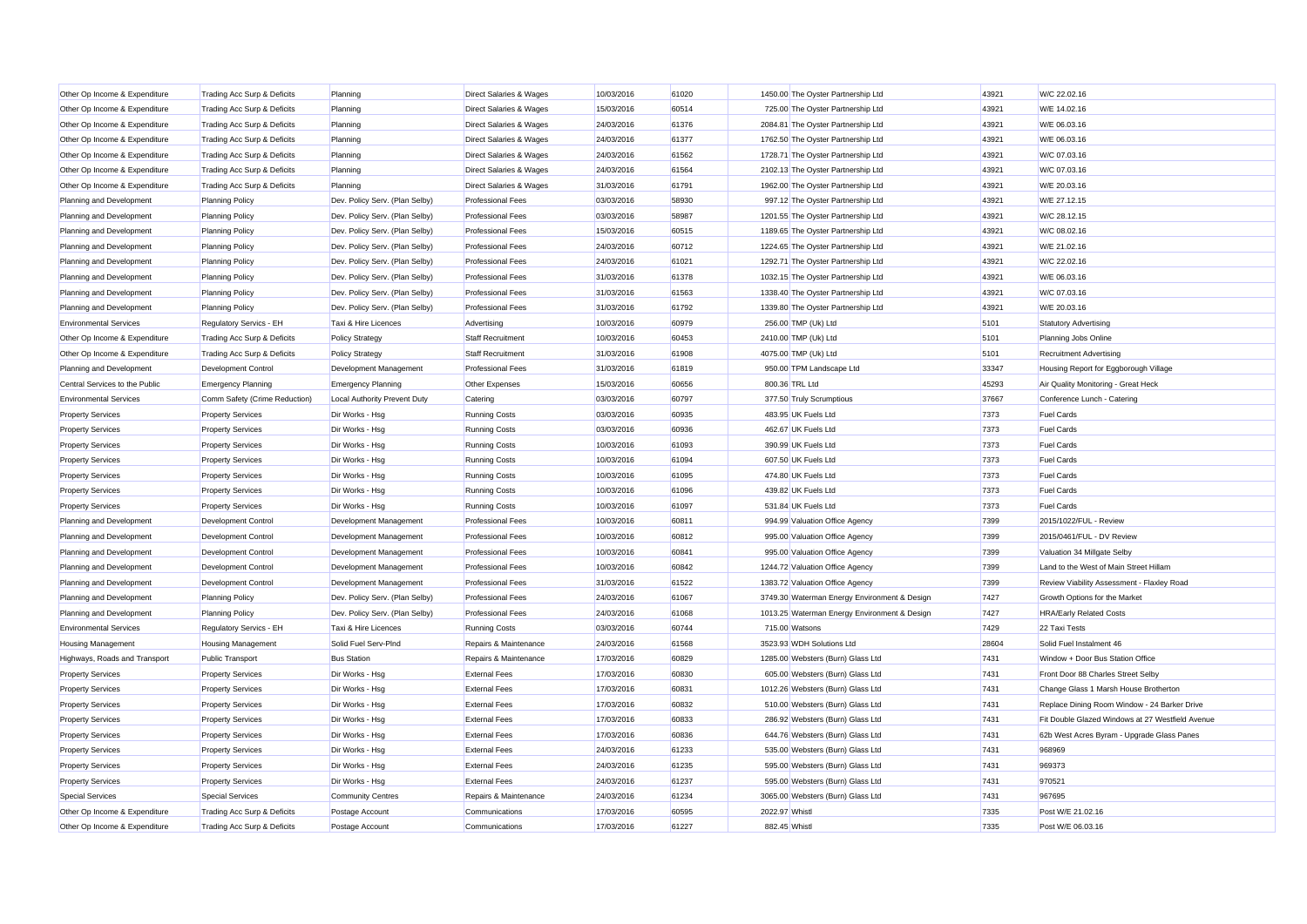| Other Op Income & Expenditure | Trading Acc Surp & Deficits | Planning | Direct Salaries & Wages | 10/03/2016 | 61020 | 1450.00 | The Oyster Partnership Ltd | 43921 | W/C 22.02.16 |
|---|---|---|---|---|---|---|---|---|---|
| Other Op Income & Expenditure | Trading Acc Surp & Deficits | Planning | Direct Salaries & Wages | 15/03/2016 | 60514 | 725.00 | The Oyster Partnership Ltd | 43921 | W/E 14.02.16 |
| Other Op Income & Expenditure | Trading Acc Surp & Deficits | Planning | Direct Salaries & Wages | 24/03/2016 | 61376 | 2084.81 | The Oyster Partnership Ltd | 43921 | W/E 06.03.16 |
| Other Op Income & Expenditure | Trading Acc Surp & Deficits | Planning | Direct Salaries & Wages | 24/03/2016 | 61377 | 1762.50 | The Oyster Partnership Ltd | 43921 | W/E 06.03.16 |
| Other Op Income & Expenditure | Trading Acc Surp & Deficits | Planning | Direct Salaries & Wages | 24/03/2016 | 61562 | 1728.71 | The Oyster Partnership Ltd | 43921 | W/C 07.03.16 |
| Other Op Income & Expenditure | Trading Acc Surp & Deficits | Planning | Direct Salaries & Wages | 24/03/2016 | 61564 | 2102.13 | The Oyster Partnership Ltd | 43921 | W/C 07.03.16 |
| Other Op Income & Expenditure | Trading Acc Surp & Deficits | Planning | Direct Salaries & Wages | 31/03/2016 | 61791 | 1962.00 | The Oyster Partnership Ltd | 43921 | W/E 20.03.16 |
| Planning and Development | Planning Policy | Dev. Policy Serv. (Plan Selby) | Professional Fees | 03/03/2016 | 58930 | 997.12 | The Oyster Partnership Ltd | 43921 | W/E 27.12.15 |
| Planning and Development | Planning Policy | Dev. Policy Serv. (Plan Selby) | Professional Fees | 03/03/2016 | 58987 | 1201.55 | The Oyster Partnership Ltd | 43921 | W/C 28.12.15 |
| Planning and Development | Planning Policy | Dev. Policy Serv. (Plan Selby) | Professional Fees | 15/03/2016 | 60515 | 1189.65 | The Oyster Partnership Ltd | 43921 | W/C 08.02.16 |
| Planning and Development | Planning Policy | Dev. Policy Serv. (Plan Selby) | Professional Fees | 24/03/2016 | 60712 | 1224.65 | The Oyster Partnership Ltd | 43921 | W/E 21.02.16 |
| Planning and Development | Planning Policy | Dev. Policy Serv. (Plan Selby) | Professional Fees | 24/03/2016 | 61021 | 1292.71 | The Oyster Partnership Ltd | 43921 | W/C 22.02.16 |
| Planning and Development | Planning Policy | Dev. Policy Serv. (Plan Selby) | Professional Fees | 31/03/2016 | 61378 | 1032.15 | The Oyster Partnership Ltd | 43921 | W/E 06.03.16 |
| Planning and Development | Planning Policy | Dev. Policy Serv. (Plan Selby) | Professional Fees | 31/03/2016 | 61563 | 1338.40 | The Oyster Partnership Ltd | 43921 | W/C 07.03.16 |
| Planning and Development | Planning Policy | Dev. Policy Serv. (Plan Selby) | Professional Fees | 31/03/2016 | 61792 | 1339.80 | The Oyster Partnership Ltd | 43921 | W/E 20.03.16 |
| Environmental Services | Regulatory Servics - EH | Taxi & Hire Licences | Advertising | 10/03/2016 | 60979 | 256.00 | TMP (Uk) Ltd | 5101 | Statutory Advertising |
| Other Op Income & Expenditure | Trading Acc Surp & Deficits | Policy Strategy | Staff Recruitment | 10/03/2016 | 60453 | 2410.00 | TMP (Uk) Ltd | 5101 | Planning Jobs Online |
| Other Op Income & Expenditure | Trading Acc Surp & Deficits | Policy Strategy | Staff Recruitment | 31/03/2016 | 61908 | 4075.00 | TMP (Uk) Ltd | 5101 | Recruitment Advertising |
| Planning and Development | Development Control | Development Management | Professional Fees | 31/03/2016 | 61819 | 950.00 | TPM Landscape Ltd | 33347 | Housing Report for Eggborough Village |
| Central Services to the Public | Emergency Planning | Emergency Planning | Other Expenses | 15/03/2016 | 60656 | 800.36 | TRL Ltd | 45293 | Air Quality Monitoring - Great Heck |
| Environmental Services | Comm Safety (Crime Reduction) | Local Authority Prevent Duty | Catering | 03/03/2016 | 60797 | 377.50 | Truly Scrumptious | 37667 | Conference Lunch - Catering |
| Property Services | Property Services | Dir Works - Hsg | Running Costs | 03/03/2016 | 60935 | 483.95 | UK Fuels Ltd | 7373 | Fuel Cards |
| Property Services | Property Services | Dir Works - Hsg | Running Costs | 03/03/2016 | 60936 | 462.67 | UK Fuels Ltd | 7373 | Fuel Cards |
| Property Services | Property Services | Dir Works - Hsg | Running Costs | 10/03/2016 | 61093 | 390.99 | UK Fuels Ltd | 7373 | Fuel Cards |
| Property Services | Property Services | Dir Works - Hsg | Running Costs | 10/03/2016 | 61094 | 607.50 | UK Fuels Ltd | 7373 | Fuel Cards |
| Property Services | Property Services | Dir Works - Hsg | Running Costs | 10/03/2016 | 61095 | 474.80 | UK Fuels Ltd | 7373 | Fuel Cards |
| Property Services | Property Services | Dir Works - Hsg | Running Costs | 10/03/2016 | 61096 | 439.82 | UK Fuels Ltd | 7373 | Fuel Cards |
| Property Services | Property Services | Dir Works - Hsg | Running Costs | 10/03/2016 | 61097 | 531.84 | UK Fuels Ltd | 7373 | Fuel Cards |
| Planning and Development | Development Control | Development Management | Professional Fees | 10/03/2016 | 60811 | 994.99 | Valuation Office Agency | 7399 | 2015/1022/FUL - Review |
| Planning and Development | Development Control | Development Management | Professional Fees | 10/03/2016 | 60812 | 995.00 | Valuation Office Agency | 7399 | 2015/0461/FUL - DV Review |
| Planning and Development | Development Control | Development Management | Professional Fees | 10/03/2016 | 60841 | 995.00 | Valuation Office Agency | 7399 | Valuation 34 Millgate Selby |
| Planning and Development | Development Control | Development Management | Professional Fees | 10/03/2016 | 60842 | 1244.72 | Valuation Office Agency | 7399 | Land to the West of Main Street Hillam |
| Planning and Development | Development Control | Development Management | Professional Fees | 31/03/2016 | 61522 | 1383.72 | Valuation Office Agency | 7399 | Review Viability Assessment - Flaxley Road |
| Planning and Development | Planning Policy | Dev. Policy Serv. (Plan Selby) | Professional Fees | 24/03/2016 | 61067 | 3749.30 | Waterman Energy Environment & Design | 7427 | Growth Options for the Market |
| Planning and Development | Planning Policy | Dev. Policy Serv. (Plan Selby) | Professional Fees | 24/03/2016 | 61068 | 1013.25 | Waterman Energy Environment & Design | 7427 | HRA/Early Related Costs |
| Environmental Services | Regulatory Servics - EH | Taxi & Hire Licences | Running Costs | 03/03/2016 | 60744 | 715.00 | Watsons | 7429 | 22 Taxi Tests |
| Housing Management | Housing Management | Solid Fuel Serv-Plnd | Repairs & Maintenance | 24/03/2016 | 61568 | 3523.93 | WDH Solutions Ltd | 28604 | Solid Fuel Instalment 46 |
| Highways, Roads and Transport | Public Transport | Bus Station | Repairs & Maintenance | 17/03/2016 | 60829 | 1285.00 | Websters (Burn) Glass Ltd | 7431 | Window + Door Bus Station Office |
| Property Services | Property Services | Dir Works - Hsg | External Fees | 17/03/2016 | 60830 | 605.00 | Websters (Burn) Glass Ltd | 7431 | Front Door 88 Charles Street Selby |
| Property Services | Property Services | Dir Works - Hsg | External Fees | 17/03/2016 | 60831 | 1012.26 | Websters (Burn) Glass Ltd | 7431 | Change Glass 1 Marsh House Brotherton |
| Property Services | Property Services | Dir Works - Hsg | External Fees | 17/03/2016 | 60832 | 510.00 | Websters (Burn) Glass Ltd | 7431 | Replace Dining Room Window - 24 Barker Drive |
| Property Services | Property Services | Dir Works - Hsg | External Fees | 17/03/2016 | 60833 | 286.92 | Websters (Burn) Glass Ltd | 7431 | Fit Double Glazed Windows at 27 Westfield Avenue |
| Property Services | Property Services | Dir Works - Hsg | External Fees | 17/03/2016 | 60836 | 644.76 | Websters (Burn) Glass Ltd | 7431 | 62b West Acres Byram - Upgrade Glass Panes |
| Property Services | Property Services | Dir Works - Hsg | External Fees | 24/03/2016 | 61233 | 535.00 | Websters (Burn) Glass Ltd | 7431 | 968969 |
| Property Services | Property Services | Dir Works - Hsg | External Fees | 24/03/2016 | 61235 | 595.00 | Websters (Burn) Glass Ltd | 7431 | 969373 |
| Property Services | Property Services | Dir Works - Hsg | External Fees | 24/03/2016 | 61237 | 595.00 | Websters (Burn) Glass Ltd | 7431 | 970521 |
| Special Services | Special Services | Community Centres | Repairs & Maintenance | 24/03/2016 | 61234 | 3065.00 | Websters (Burn) Glass Ltd | 7431 | 967695 |
| Other Op Income & Expenditure | Trading Acc Surp & Deficits | Postage Account | Communications | 17/03/2016 | 60595 | 2022.97 | Whistl | 7335 | Post W/E 21.02.16 |
| Other Op Income & Expenditure | Trading Acc Surp & Deficits | Postage Account | Communications | 17/03/2016 | 61227 | 882.45 | Whistl | 7335 | Post W/E 06.03.16 |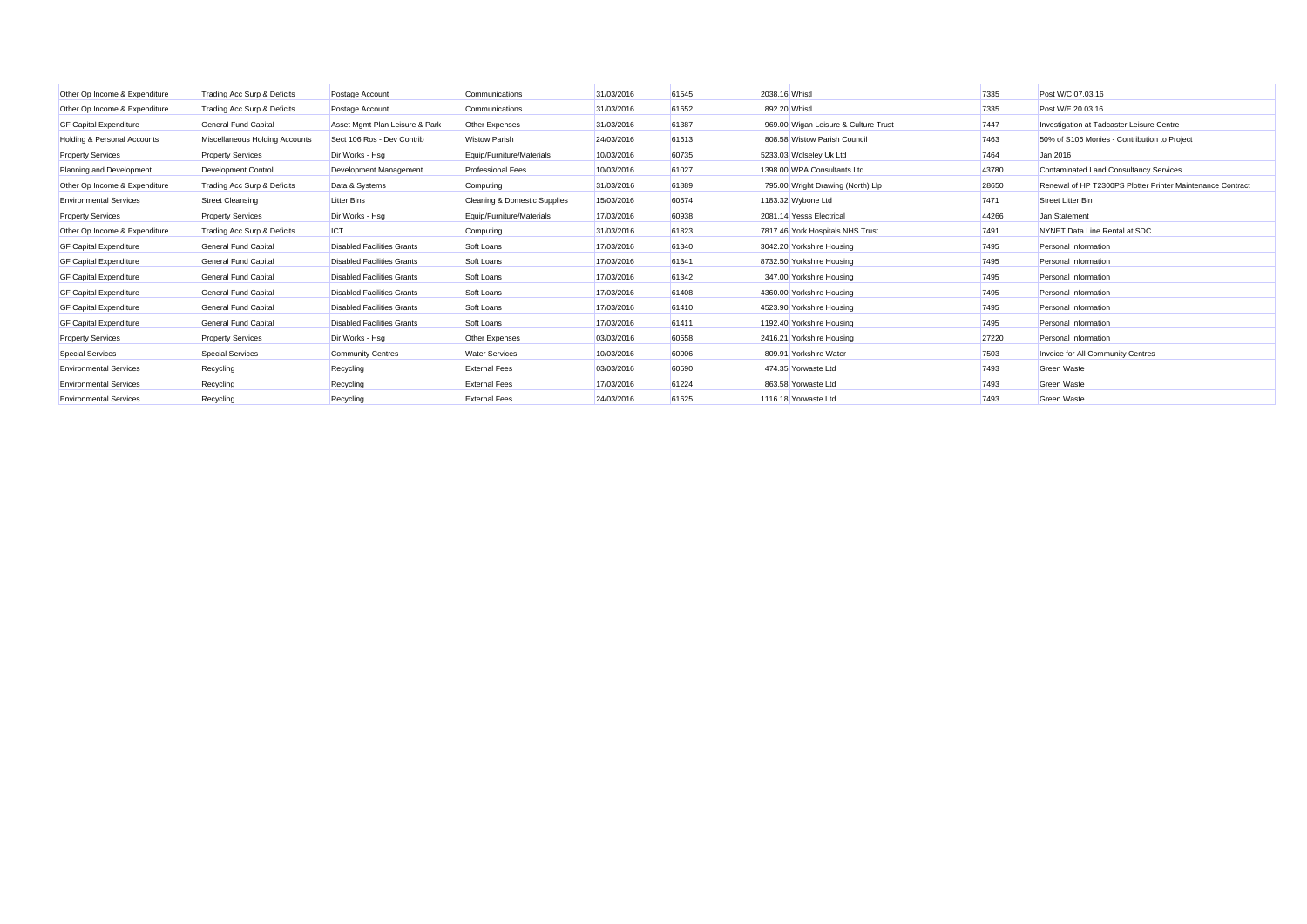| | | | | | | | | | |
|---|---|---|---|---|---|---|---|---|---|
| Other Op Income & Expenditure | Trading Acc Surp & Deficits | Postage Account | Communications | 31/03/2016 | 61545 | 2038.16 | Whistl | 7335 | Post W/C 07.03.16 |
| Other Op Income & Expenditure | Trading Acc Surp & Deficits | Postage Account | Communications | 31/03/2016 | 61652 | 892.20 | Whistl | 7335 | Post W/E 20.03.16 |
| GF Capital Expenditure | General Fund Capital | Asset Mgmt Plan Leisure & Park | Other Expenses | 31/03/2016 | 61387 | 969.00 | Wigan Leisure & Culture Trust | 7447 | Investigation at Tadcaster Leisure Centre |
| Holding & Personal Accounts | Miscellaneous Holding Accounts | Sect 106 Ros - Dev Contrib | Wistow Parish | 24/03/2016 | 61613 | 808.58 | Wistow Parish Council | 7463 | 50% of S106 Monies - Contribution to Project |
| Property Services | Property Services | Dir Works - Hsg | Equip/Furniture/Materials | 10/03/2016 | 60735 | 5233.03 | Wolseley Uk Ltd | 7464 | Jan 2016 |
| Planning and Development | Development Control | Development Management | Professional Fees | 10/03/2016 | 61027 | 1398.00 | WPA Consultants Ltd | 43780 | Contaminated Land Consultancy Services |
| Other Op Income & Expenditure | Trading Acc Surp & Deficits | Data & Systems | Computing | 31/03/2016 | 61889 | 795.00 | Wright Drawing (North) Llp | 28650 | Renewal of HP T2300PS Plotter Printer Maintenance Contract |
| Environmental Services | Street Cleansing | Litter Bins | Cleaning & Domestic Supplies | 15/03/2016 | 60574 | 1183.32 | Wybone Ltd | 7471 | Street Litter Bin |
| Property Services | Property Services | Dir Works - Hsg | Equip/Furniture/Materials | 17/03/2016 | 60938 | 2081.14 | Yesss Electrical | 44266 | Jan Statement |
| Other Op Income & Expenditure | Trading Acc Surp & Deficits | ICT | Computing | 31/03/2016 | 61823 | 7817.46 | York Hospitals NHS Trust | 7491 | NYNET Data Line Rental at SDC |
| GF Capital Expenditure | General Fund Capital | Disabled Facilities Grants | Soft Loans | 17/03/2016 | 61340 | 3042.20 | Yorkshire Housing | 7495 | Personal Information |
| GF Capital Expenditure | General Fund Capital | Disabled Facilities Grants | Soft Loans | 17/03/2016 | 61341 | 8732.50 | Yorkshire Housing | 7495 | Personal Information |
| GF Capital Expenditure | General Fund Capital | Disabled Facilities Grants | Soft Loans | 17/03/2016 | 61342 | 347.00 | Yorkshire Housing | 7495 | Personal Information |
| GF Capital Expenditure | General Fund Capital | Disabled Facilities Grants | Soft Loans | 17/03/2016 | 61408 | 4360.00 | Yorkshire Housing | 7495 | Personal Information |
| GF Capital Expenditure | General Fund Capital | Disabled Facilities Grants | Soft Loans | 17/03/2016 | 61410 | 4523.90 | Yorkshire Housing | 7495 | Personal Information |
| GF Capital Expenditure | General Fund Capital | Disabled Facilities Grants | Soft Loans | 17/03/2016 | 61411 | 1192.40 | Yorkshire Housing | 7495 | Personal Information |
| Property Services | Property Services | Dir Works - Hsg | Other Expenses | 03/03/2016 | 60558 | 2416.21 | Yorkshire Housing | 27220 | Personal Information |
| Special Services | Special Services | Community Centres | Water Services | 10/03/2016 | 60006 | 809.91 | Yorkshire Water | 7503 | Invoice for All Community Centres |
| Environmental Services | Recycling | Recycling | External Fees | 03/03/2016 | 60590 | 474.35 | Yorwaste Ltd | 7493 | Green Waste |
| Environmental Services | Recycling | Recycling | External Fees | 17/03/2016 | 61224 | 863.58 | Yorwaste Ltd | 7493 | Green Waste |
| Environmental Services | Recycling | Recycling | External Fees | 24/03/2016 | 61625 | 1116.18 | Yorwaste Ltd | 7493 | Green Waste |